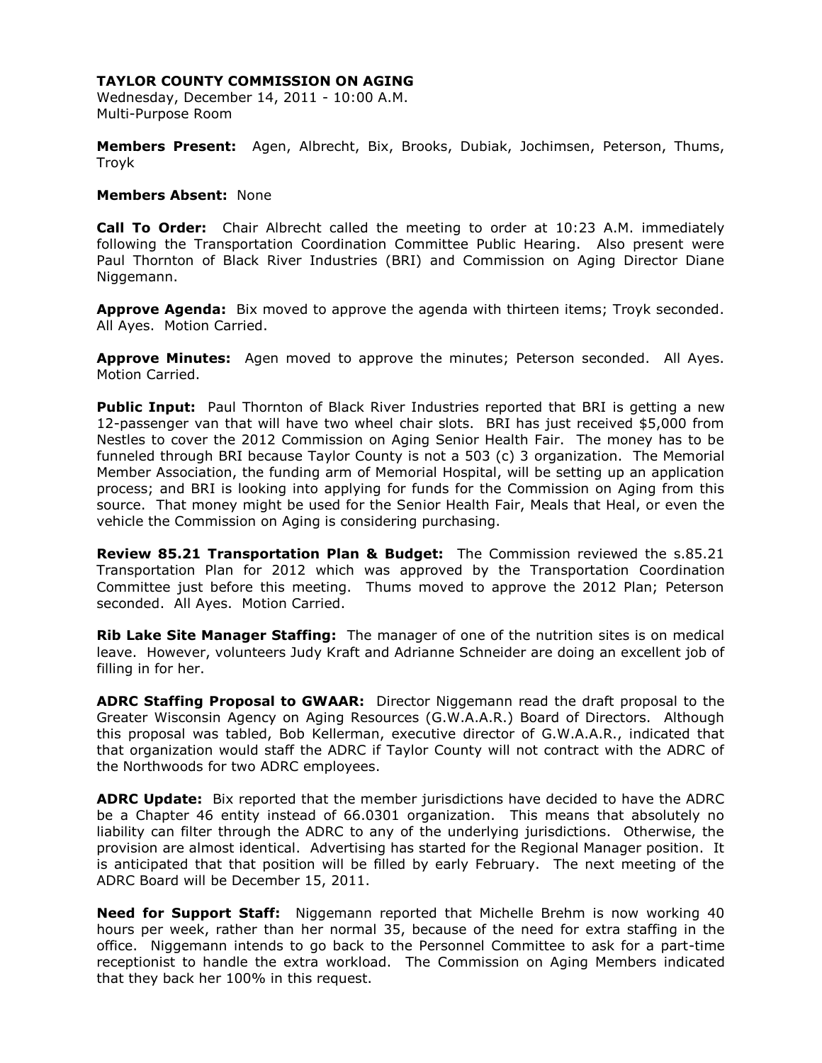**TAYLOR COUNTY COMMISSION ON AGING**

Wednesday, December 14, 2011 - 10:00 A.M.
Multi-Purpose Room

**Members Present:** Agen, Albrecht, Bix, Brooks, Dubiak, Jochimsen, Peterson, Thums, Troyk

**Members Absent:** None

**Call To Order:** Chair Albrecht called the meeting to order at 10:23 A.M. immediately following the Transportation Coordination Committee Public Hearing. Also present were Paul Thornton of Black River Industries (BRI) and Commission on Aging Director Diane Niggemann.

**Approve Agenda:** Bix moved to approve the agenda with thirteen items; Troyk seconded. All Ayes. Motion Carried.

**Approve Minutes:** Agen moved to approve the minutes; Peterson seconded. All Ayes. Motion Carried.

**Public Input:** Paul Thornton of Black River Industries reported that BRI is getting a new 12-passenger van that will have two wheel chair slots. BRI has just received $5,000 from Nestles to cover the 2012 Commission on Aging Senior Health Fair. The money has to be funneled through BRI because Taylor County is not a 503 (c) 3 organization. The Memorial Member Association, the funding arm of Memorial Hospital, will be setting up an application process; and BRI is looking into applying for funds for the Commission on Aging from this source. That money might be used for the Senior Health Fair, Meals that Heal, or even the vehicle the Commission on Aging is considering purchasing.

**Review 85.21 Transportation Plan & Budget:** The Commission reviewed the s.85.21 Transportation Plan for 2012 which was approved by the Transportation Coordination Committee just before this meeting. Thums moved to approve the 2012 Plan; Peterson seconded. All Ayes. Motion Carried.

**Rib Lake Site Manager Staffing:** The manager of one of the nutrition sites is on medical leave. However, volunteers Judy Kraft and Adrianne Schneider are doing an excellent job of filling in for her.

**ADRC Staffing Proposal to GWAAR:** Director Niggemann read the draft proposal to the Greater Wisconsin Agency on Aging Resources (G.W.A.A.R.) Board of Directors. Although this proposal was tabled, Bob Kellerman, executive director of G.W.A.A.R., indicated that that organization would staff the ADRC if Taylor County will not contract with the ADRC of the Northwoods for two ADRC employees.

**ADRC Update:** Bix reported that the member jurisdictions have decided to have the ADRC be a Chapter 46 entity instead of 66.0301 organization. This means that absolutely no liability can filter through the ADRC to any of the underlying jurisdictions. Otherwise, the provision are almost identical. Advertising has started for the Regional Manager position. It is anticipated that that position will be filled by early February. The next meeting of the ADRC Board will be December 15, 2011.

**Need for Support Staff:** Niggemann reported that Michelle Brehm is now working 40 hours per week, rather than her normal 35, because of the need for extra staffing in the office. Niggemann intends to go back to the Personnel Committee to ask for a part-time receptionist to handle the extra workload. The Commission on Aging Members indicated that they back her 100% in this request.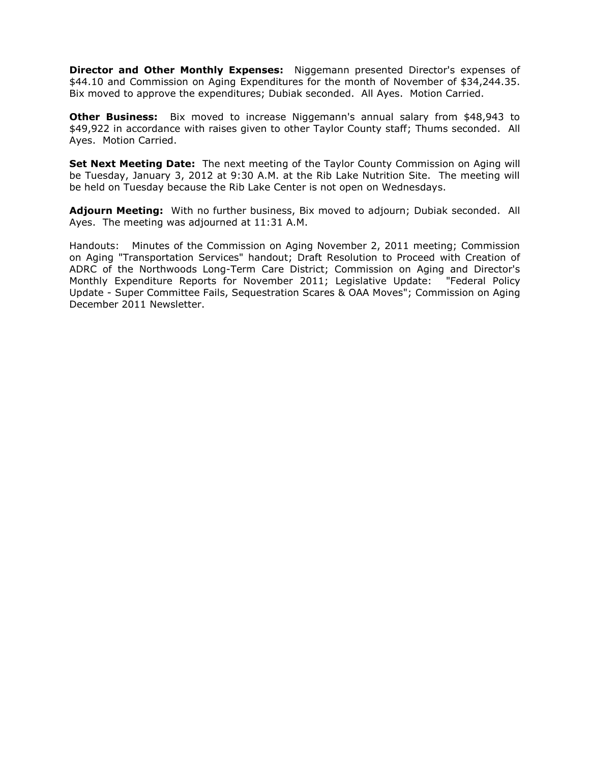**Director and Other Monthly Expenses:** Niggemann presented Director's expenses of $44.10 and Commission on Aging Expenditures for the month of November of $34,244.35. Bix moved to approve the expenditures; Dubiak seconded. All Ayes. Motion Carried.

**Other Business:** Bix moved to increase Niggemann's annual salary from $48,943 to $49,922 in accordance with raises given to other Taylor County staff; Thums seconded. All Ayes. Motion Carried.

**Set Next Meeting Date:** The next meeting of the Taylor County Commission on Aging will be Tuesday, January 3, 2012 at 9:30 A.M. at the Rib Lake Nutrition Site. The meeting will be held on Tuesday because the Rib Lake Center is not open on Wednesdays.

**Adjourn Meeting:** With no further business, Bix moved to adjourn; Dubiak seconded. All Ayes. The meeting was adjourned at 11:31 A.M.

Handouts: Minutes of the Commission on Aging November 2, 2011 meeting; Commission on Aging "Transportation Services" handout; Draft Resolution to Proceed with Creation of ADRC of the Northwoods Long-Term Care District; Commission on Aging and Director's Monthly Expenditure Reports for November 2011; Legislative Update: "Federal Policy Update - Super Committee Fails, Sequestration Scares & OAA Moves"; Commission on Aging December 2011 Newsletter.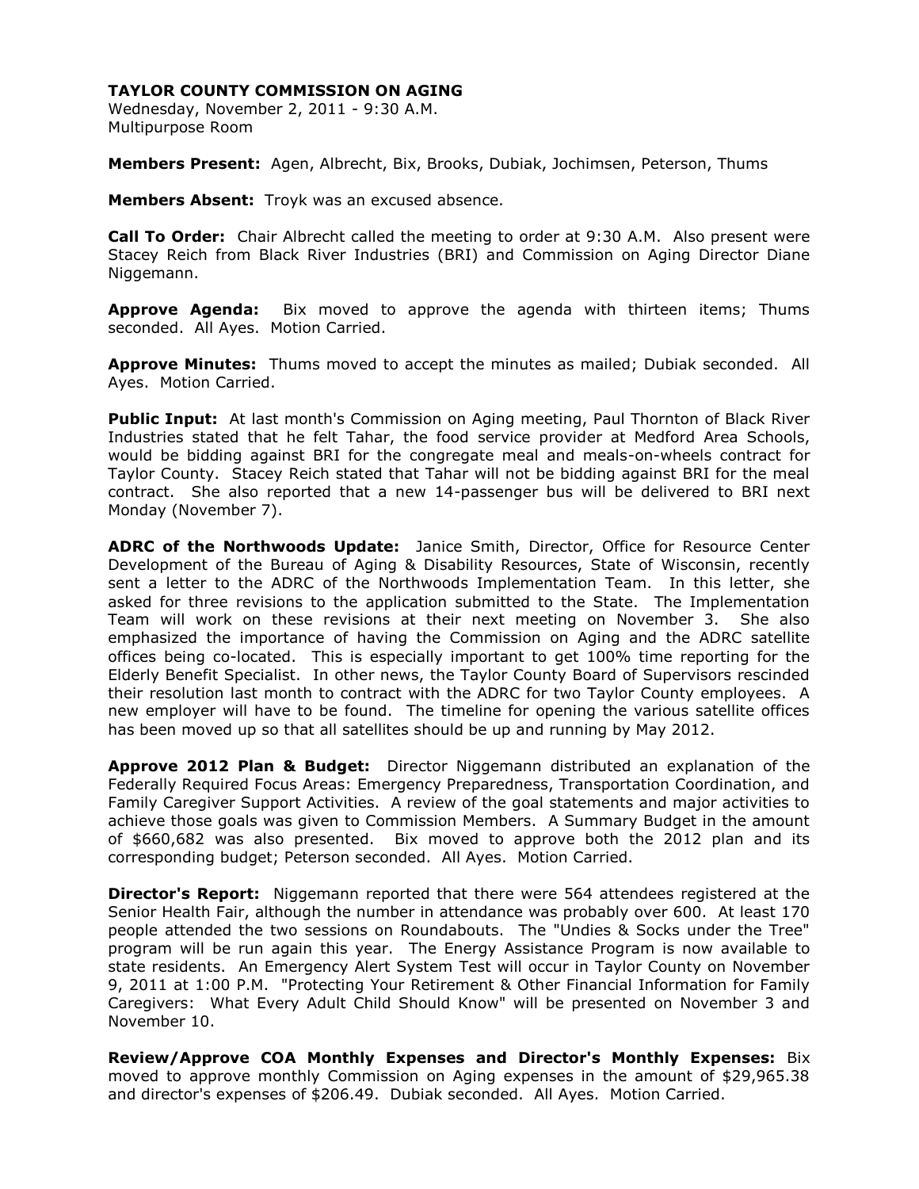**TAYLOR COUNTY COMMISSION ON AGING**

Wednesday, November 2, 2011 - 9:30 A.M.
Multipurpose Room

**Members Present:** Agen, Albrecht, Bix, Brooks, Dubiak, Jochimsen, Peterson, Thums

**Members Absent:** Troyk was an excused absence.

**Call To Order:** Chair Albrecht called the meeting to order at 9:30 A.M. Also present were Stacey Reich from Black River Industries (BRI) and Commission on Aging Director Diane Niggemann.

**Approve Agenda:** Bix moved to approve the agenda with thirteen items; Thums seconded. All Ayes. Motion Carried.

**Approve Minutes:** Thums moved to accept the minutes as mailed; Dubiak seconded. All Ayes. Motion Carried.

**Public Input:** At last month's Commission on Aging meeting, Paul Thornton of Black River Industries stated that he felt Tahar, the food service provider at Medford Area Schools, would be bidding against BRI for the congregate meal and meals-on-wheels contract for Taylor County. Stacey Reich stated that Tahar will not be bidding against BRI for the meal contract. She also reported that a new 14-passenger bus will be delivered to BRI next Monday (November 7).

**ADRC of the Northwoods Update:** Janice Smith, Director, Office for Resource Center Development of the Bureau of Aging & Disability Resources, State of Wisconsin, recently sent a letter to the ADRC of the Northwoods Implementation Team. In this letter, she asked for three revisions to the application submitted to the State. The Implementation Team will work on these revisions at their next meeting on November 3. She also emphasized the importance of having the Commission on Aging and the ADRC satellite offices being co-located. This is especially important to get 100% time reporting for the Elderly Benefit Specialist. In other news, the Taylor County Board of Supervisors rescinded their resolution last month to contract with the ADRC for two Taylor County employees. A new employer will have to be found. The timeline for opening the various satellite offices has been moved up so that all satellites should be up and running by May 2012.

**Approve 2012 Plan & Budget:** Director Niggemann distributed an explanation of the Federally Required Focus Areas: Emergency Preparedness, Transportation Coordination, and Family Caregiver Support Activities. A review of the goal statements and major activities to achieve those goals was given to Commission Members. A Summary Budget in the amount of $660,682 was also presented. Bix moved to approve both the 2012 plan and its corresponding budget; Peterson seconded. All Ayes. Motion Carried.

**Director's Report:** Niggemann reported that there were 564 attendees registered at the Senior Health Fair, although the number in attendance was probably over 600. At least 170 people attended the two sessions on Roundabouts. The "Undies & Socks under the Tree" program will be run again this year. The Energy Assistance Program is now available to state residents. An Emergency Alert System Test will occur in Taylor County on November 9, 2011 at 1:00 P.M. "Protecting Your Retirement & Other Financial Information for Family Caregivers: What Every Adult Child Should Know" will be presented on November 3 and November 10.

**Review/Approve COA Monthly Expenses and Director's Monthly Expenses:** Bix moved to approve monthly Commission on Aging expenses in the amount of $29,965.38 and director's expenses of $206.49. Dubiak seconded. All Ayes. Motion Carried.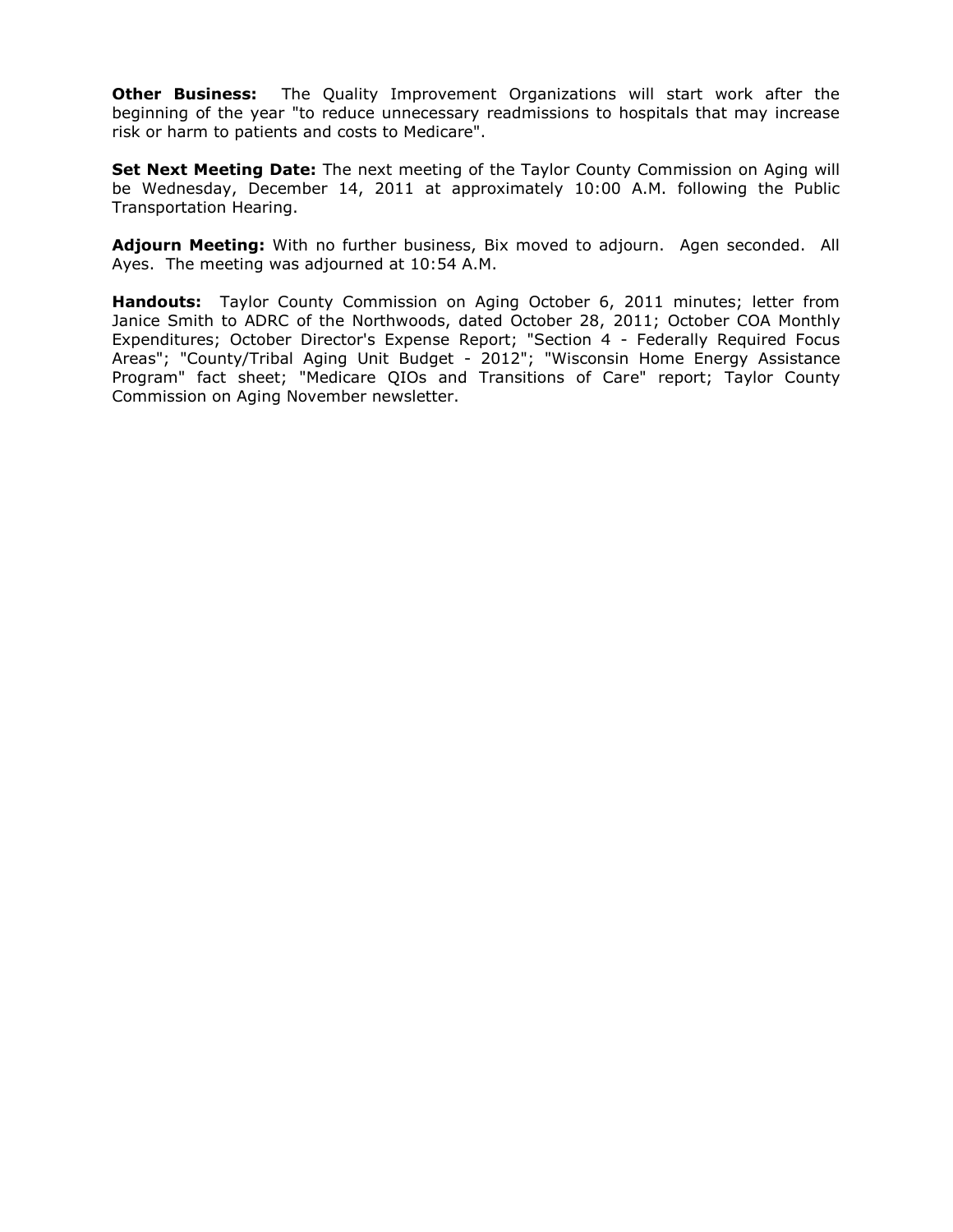**Other Business:** The Quality Improvement Organizations will start work after the beginning of the year "to reduce unnecessary readmissions to hospitals that may increase risk or harm to patients and costs to Medicare".

**Set Next Meeting Date:** The next meeting of the Taylor County Commission on Aging will be Wednesday, December 14, 2011 at approximately 10:00 A.M. following the Public Transportation Hearing.

**Adjourn Meeting:** With no further business, Bix moved to adjourn. Agen seconded. All Ayes. The meeting was adjourned at 10:54 A.M.

**Handouts:** Taylor County Commission on Aging October 6, 2011 minutes; letter from Janice Smith to ADRC of the Northwoods, dated October 28, 2011; October COA Monthly Expenditures; October Director's Expense Report; "Section 4 - Federally Required Focus Areas"; "County/Tribal Aging Unit Budget - 2012"; "Wisconsin Home Energy Assistance Program" fact sheet; "Medicare QIOs and Transitions of Care" report; Taylor County Commission on Aging November newsletter.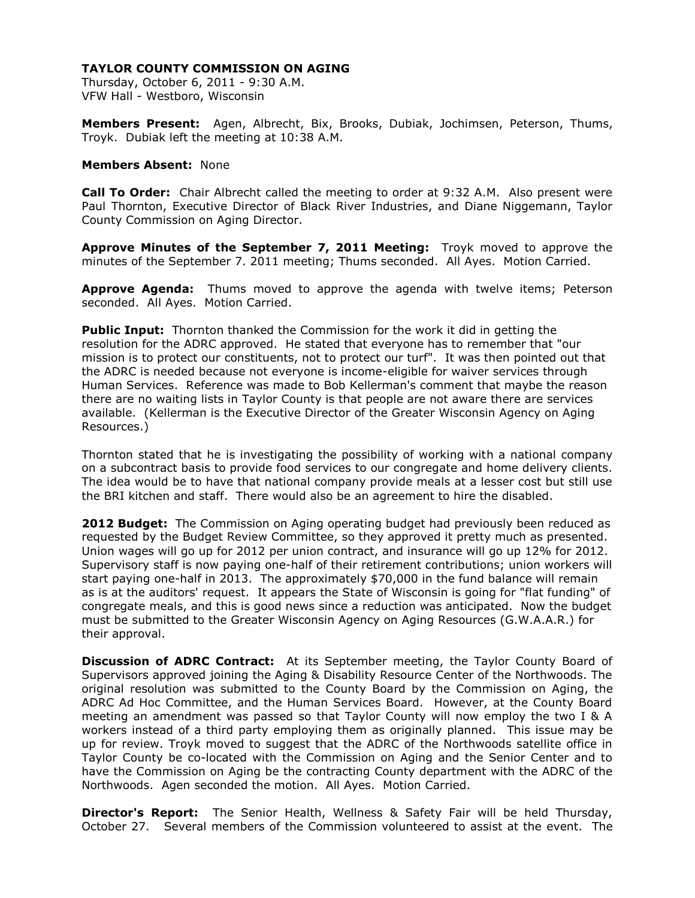**TAYLOR COUNTY COMMISSION ON AGING**
Thursday, October 6, 2011 - 9:30 A.M.
VFW Hall - Westboro, Wisconsin

**Members Present:** Agen, Albrecht, Bix, Brooks, Dubiak, Jochimsen, Peterson, Thums, Troyk. Dubiak left the meeting at 10:38 A.M.

**Members Absent:** None

**Call To Order:** Chair Albrecht called the meeting to order at 9:32 A.M. Also present were Paul Thornton, Executive Director of Black River Industries, and Diane Niggemann, Taylor County Commission on Aging Director.

**Approve Minutes of the September 7, 2011 Meeting:** Troyk moved to approve the minutes of the September 7. 2011 meeting; Thums seconded. All Ayes. Motion Carried.

**Approve Agenda:** Thums moved to approve the agenda with twelve items; Peterson seconded. All Ayes. Motion Carried.

**Public Input:** Thornton thanked the Commission for the work it did in getting the resolution for the ADRC approved. He stated that everyone has to remember that "our mission is to protect our constituents, not to protect our turf". It was then pointed out that the ADRC is needed because not everyone is income-eligible for waiver services through Human Services. Reference was made to Bob Kellerman's comment that maybe the reason there are no waiting lists in Taylor County is that people are not aware there are services available. (Kellerman is the Executive Director of the Greater Wisconsin Agency on Aging Resources.)

Thornton stated that he is investigating the possibility of working with a national company on a subcontract basis to provide food services to our congregate and home delivery clients. The idea would be to have that national company provide meals at a lesser cost but still use the BRI kitchen and staff. There would also be an agreement to hire the disabled.

**2012 Budget:** The Commission on Aging operating budget had previously been reduced as requested by the Budget Review Committee, so they approved it pretty much as presented. Union wages will go up for 2012 per union contract, and insurance will go up 12% for 2012. Supervisory staff is now paying one-half of their retirement contributions; union workers will start paying one-half in 2013. The approximately $70,000 in the fund balance will remain as is at the auditors' request. It appears the State of Wisconsin is going for "flat funding" of congregate meals, and this is good news since a reduction was anticipated. Now the budget must be submitted to the Greater Wisconsin Agency on Aging Resources (G.W.A.A.R.) for their approval.

**Discussion of ADRC Contract:** At its September meeting, the Taylor County Board of Supervisors approved joining the Aging & Disability Resource Center of the Northwoods. The original resolution was submitted to the County Board by the Commission on Aging, the ADRC Ad Hoc Committee, and the Human Services Board. However, at the County Board meeting an amendment was passed so that Taylor County will now employ the two I & A workers instead of a third party employing them as originally planned. This issue may be up for review. Troyk moved to suggest that the ADRC of the Northwoods satellite office in Taylor County be co-located with the Commission on Aging and the Senior Center and to have the Commission on Aging be the contracting County department with the ADRC of the Northwoods. Agen seconded the motion. All Ayes. Motion Carried.

**Director's Report:** The Senior Health, Wellness & Safety Fair will be held Thursday, October 27. Several members of the Commission volunteered to assist at the event. The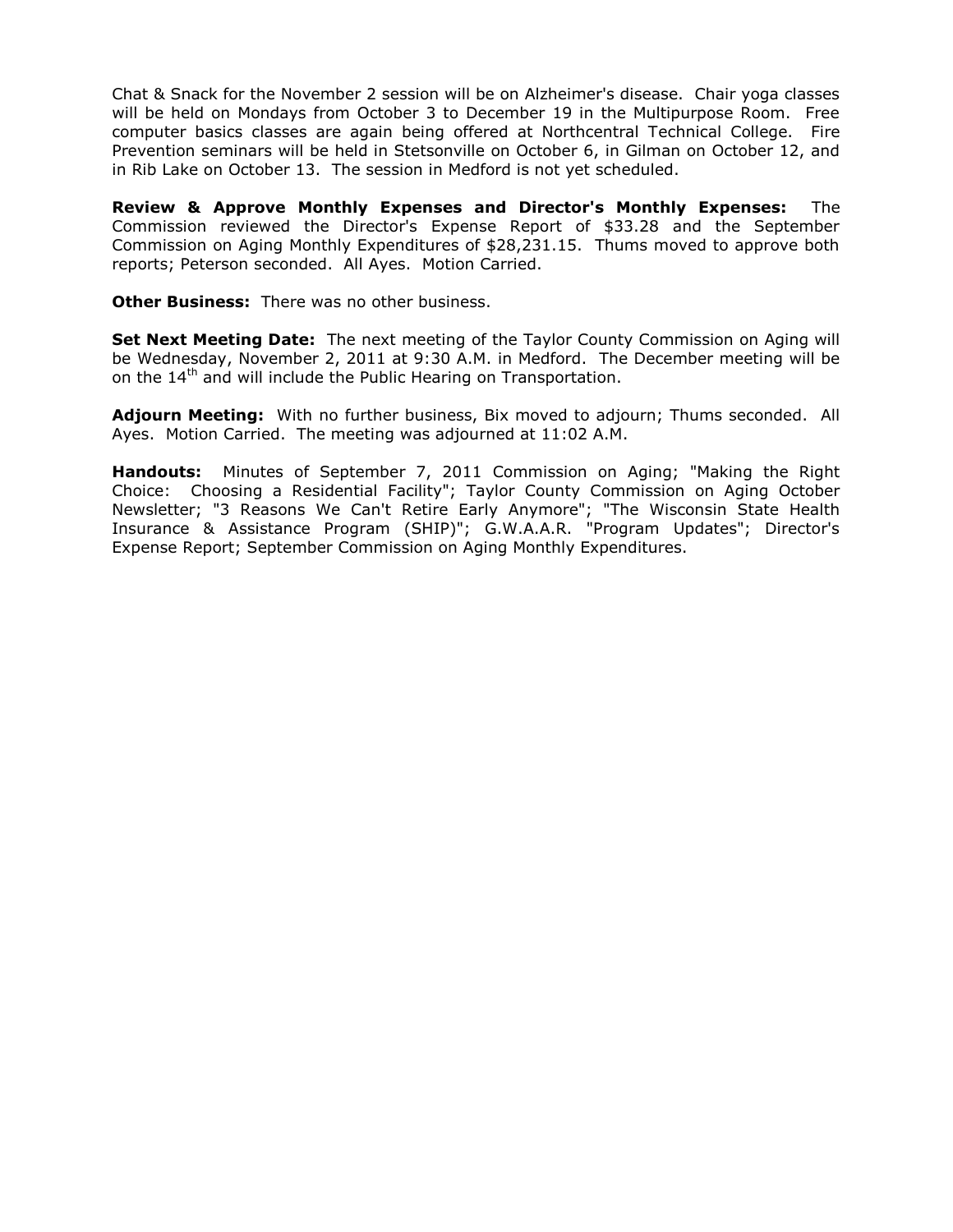Chat & Snack for the November 2 session will be on Alzheimer's disease. Chair yoga classes will be held on Mondays from October 3 to December 19 in the Multipurpose Room. Free computer basics classes are again being offered at Northcentral Technical College. Fire Prevention seminars will be held in Stetsonville on October 6, in Gilman on October 12, and in Rib Lake on October 13. The session in Medford is not yet scheduled.

**Review & Approve Monthly Expenses and Director's Monthly Expenses:** The Commission reviewed the Director's Expense Report of $33.28 and the September Commission on Aging Monthly Expenditures of $28,231.15. Thums moved to approve both reports; Peterson seconded. All Ayes. Motion Carried.

**Other Business:** There was no other business.

**Set Next Meeting Date:** The next meeting of the Taylor County Commission on Aging will be Wednesday, November 2, 2011 at 9:30 A.M. in Medford. The December meeting will be on the 14th and will include the Public Hearing on Transportation.

**Adjourn Meeting:** With no further business, Bix moved to adjourn; Thums seconded. All Ayes. Motion Carried. The meeting was adjourned at 11:02 A.M.

**Handouts:** Minutes of September 7, 2011 Commission on Aging; "Making the Right Choice: Choosing a Residential Facility"; Taylor County Commission on Aging October Newsletter; "3 Reasons We Can't Retire Early Anymore"; "The Wisconsin State Health Insurance & Assistance Program (SHIP)"; G.W.A.A.R. "Program Updates"; Director's Expense Report; September Commission on Aging Monthly Expenditures.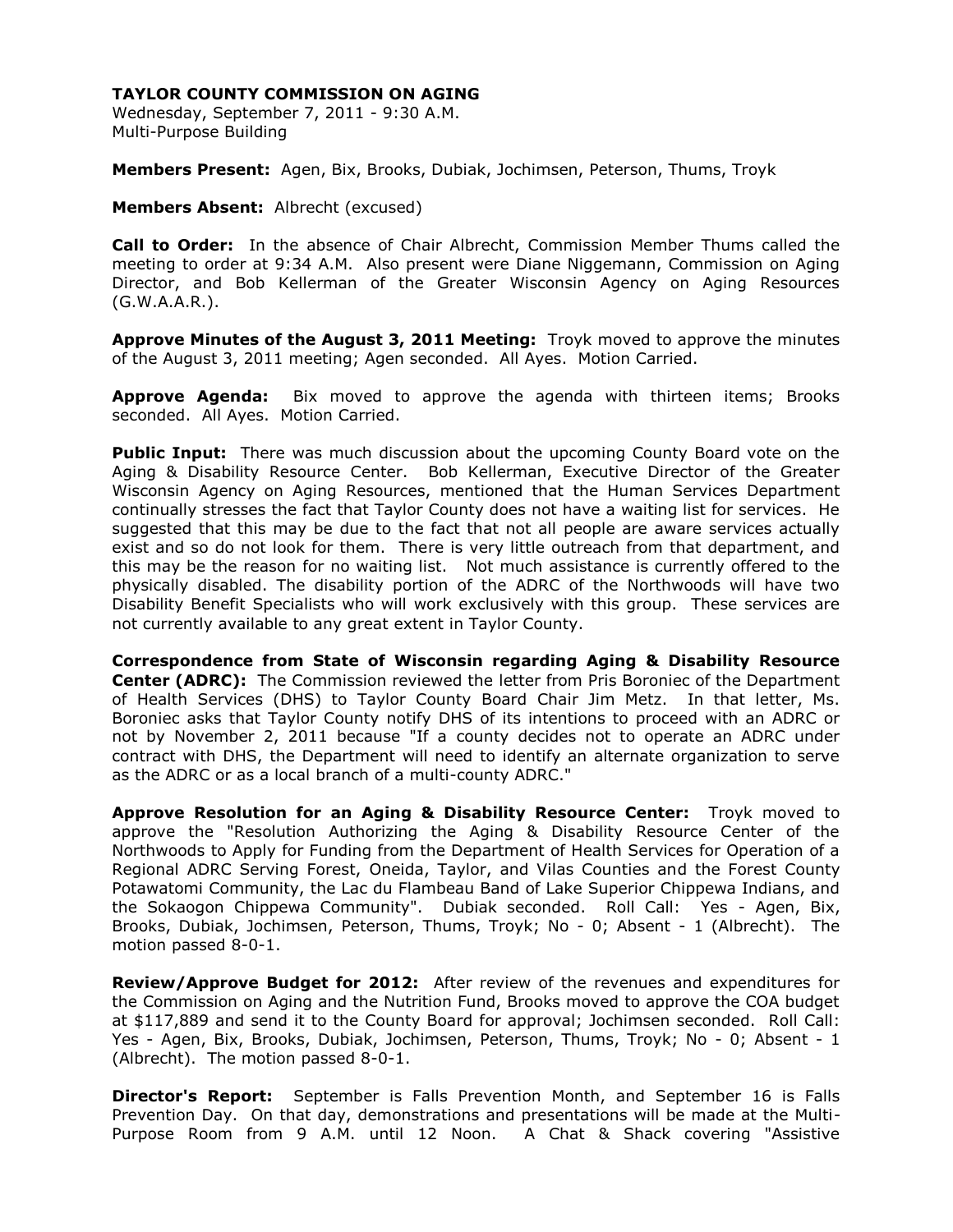**TAYLOR COUNTY COMMISSION ON AGING**

Wednesday, September 7, 2011 - 9:30 A.M.
Multi-Purpose Building

**Members Present:** Agen, Bix, Brooks, Dubiak, Jochimsen, Peterson, Thums, Troyk

**Members Absent:** Albrecht (excused)

**Call to Order:** In the absence of Chair Albrecht, Commission Member Thums called the meeting to order at 9:34 A.M. Also present were Diane Niggemann, Commission on Aging Director, and Bob Kellerman of the Greater Wisconsin Agency on Aging Resources (G.W.A.A.R.).

**Approve Minutes of the August 3, 2011 Meeting:** Troyk moved to approve the minutes of the August 3, 2011 meeting; Agen seconded. All Ayes. Motion Carried.

**Approve Agenda:** Bix moved to approve the agenda with thirteen items; Brooks seconded. All Ayes. Motion Carried.

**Public Input:** There was much discussion about the upcoming County Board vote on the Aging & Disability Resource Center. Bob Kellerman, Executive Director of the Greater Wisconsin Agency on Aging Resources, mentioned that the Human Services Department continually stresses the fact that Taylor County does not have a waiting list for services. He suggested that this may be due to the fact that not all people are aware services actually exist and so do not look for them. There is very little outreach from that department, and this may be the reason for no waiting list. Not much assistance is currently offered to the physically disabled. The disability portion of the ADRC of the Northwoods will have two Disability Benefit Specialists who will work exclusively with this group. These services are not currently available to any great extent in Taylor County.

**Correspondence from State of Wisconsin regarding Aging & Disability Resource Center (ADRC):** The Commission reviewed the letter from Pris Boroniec of the Department of Health Services (DHS) to Taylor County Board Chair Jim Metz. In that letter, Ms. Boroniec asks that Taylor County notify DHS of its intentions to proceed with an ADRC or not by November 2, 2011 because "If a county decides not to operate an ADRC under contract with DHS, the Department will need to identify an alternate organization to serve as the ADRC or as a local branch of a multi-county ADRC."

**Approve Resolution for an Aging & Disability Resource Center:** Troyk moved to approve the "Resolution Authorizing the Aging & Disability Resource Center of the Northwoods to Apply for Funding from the Department of Health Services for Operation of a Regional ADRC Serving Forest, Oneida, Taylor, and Vilas Counties and the Forest County Potawatomi Community, the Lac du Flambeau Band of Lake Superior Chippewa Indians, and the Sokaogon Chippewa Community". Dubiak seconded. Roll Call: Yes - Agen, Bix, Brooks, Dubiak, Jochimsen, Peterson, Thums, Troyk; No - 0; Absent - 1 (Albrecht). The motion passed 8-0-1.

**Review/Approve Budget for 2012:** After review of the revenues and expenditures for the Commission on Aging and the Nutrition Fund, Brooks moved to approve the COA budget at $117,889 and send it to the County Board for approval; Jochimsen seconded. Roll Call: Yes - Agen, Bix, Brooks, Dubiak, Jochimsen, Peterson, Thums, Troyk; No - 0; Absent - 1 (Albrecht). The motion passed 8-0-1.

**Director's Report:** September is Falls Prevention Month, and September 16 is Falls Prevention Day. On that day, demonstrations and presentations will be made at the Multi-Purpose Room from 9 A.M. until 12 Noon. A Chat & Shack covering "Assistive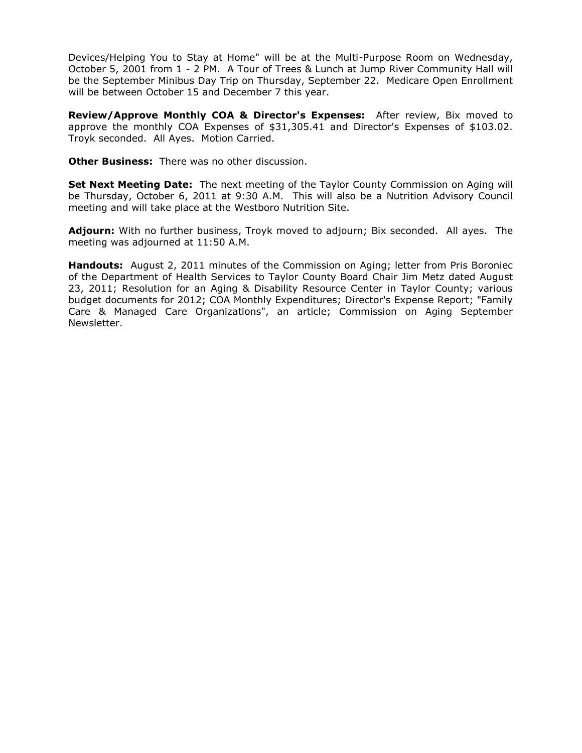Devices/Helping You to Stay at Home" will be at the Multi-Purpose Room on Wednesday, October 5, 2001 from 1 - 2 PM. A Tour of Trees & Lunch at Jump River Community Hall will be the September Minibus Day Trip on Thursday, September 22. Medicare Open Enrollment will be between October 15 and December 7 this year.

**Review/Approve Monthly COA & Director's Expenses:** After review, Bix moved to approve the monthly COA Expenses of $31,305.41 and Director's Expenses of $103.02. Troyk seconded. All Ayes. Motion Carried.

**Other Business:** There was no other discussion.

**Set Next Meeting Date:** The next meeting of the Taylor County Commission on Aging will be Thursday, October 6, 2011 at 9:30 A.M. This will also be a Nutrition Advisory Council meeting and will take place at the Westboro Nutrition Site.

**Adjourn:** With no further business, Troyk moved to adjourn; Bix seconded. All ayes. The meeting was adjourned at 11:50 A.M.

**Handouts:** August 2, 2011 minutes of the Commission on Aging; letter from Pris Boroniec of the Department of Health Services to Taylor County Board Chair Jim Metz dated August 23, 2011; Resolution for an Aging & Disability Resource Center in Taylor County; various budget documents for 2012; COA Monthly Expenditures; Director's Expense Report; "Family Care & Managed Care Organizations", an article; Commission on Aging September Newsletter.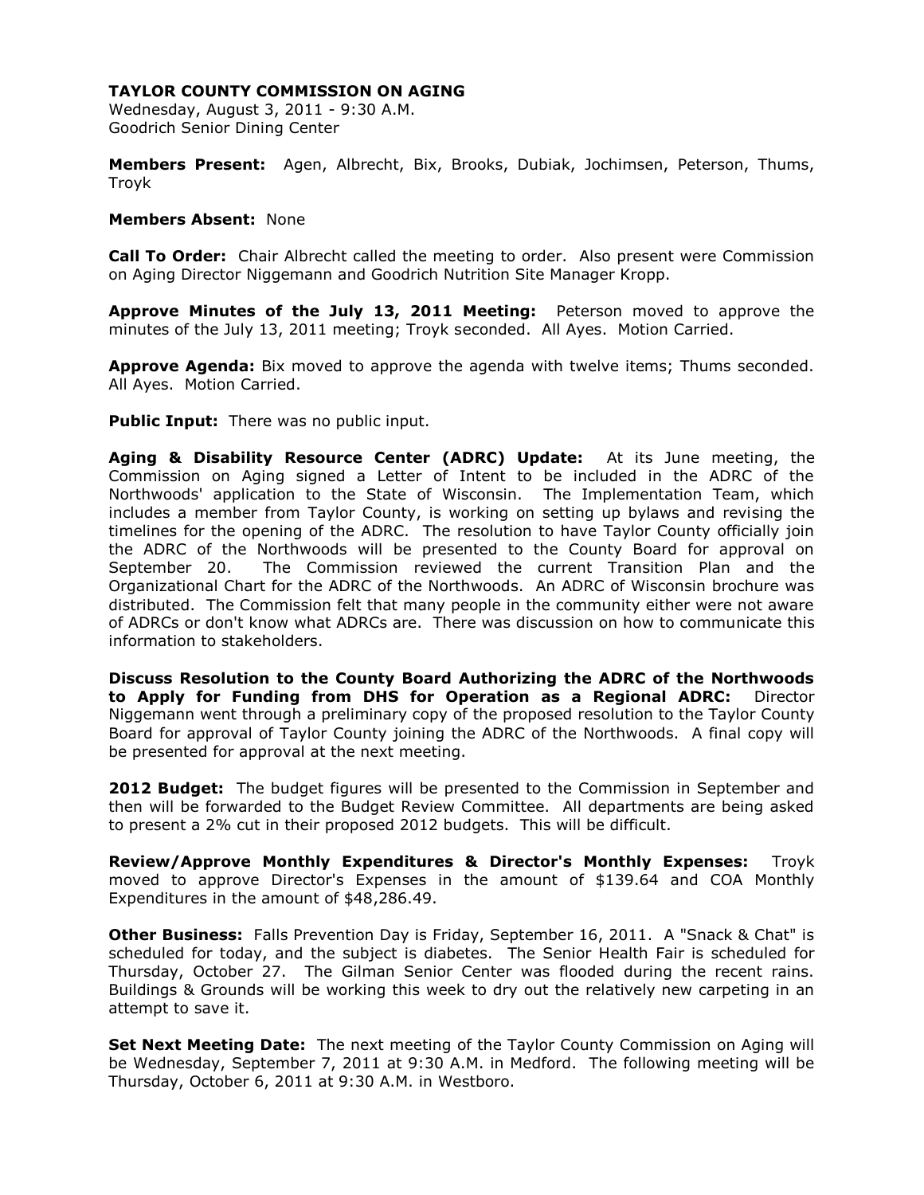**TAYLOR COUNTY COMMISSION ON AGING**
Wednesday, August 3, 2011 - 9:30 A.M.
Goodrich Senior Dining Center

**Members Present:** Agen, Albrecht, Bix, Brooks, Dubiak, Jochimsen, Peterson, Thums, Troyk

**Members Absent:** None

**Call To Order:** Chair Albrecht called the meeting to order. Also present were Commission on Aging Director Niggemann and Goodrich Nutrition Site Manager Kropp.

**Approve Minutes of the July 13, 2011 Meeting:** Peterson moved to approve the minutes of the July 13, 2011 meeting; Troyk seconded. All Ayes. Motion Carried.

**Approve Agenda:** Bix moved to approve the agenda with twelve items; Thums seconded. All Ayes. Motion Carried.

**Public Input:** There was no public input.

**Aging & Disability Resource Center (ADRC) Update:** At its June meeting, the Commission on Aging signed a Letter of Intent to be included in the ADRC of the Northwoods' application to the State of Wisconsin. The Implementation Team, which includes a member from Taylor County, is working on setting up bylaws and revising the timelines for the opening of the ADRC. The resolution to have Taylor County officially join the ADRC of the Northwoods will be presented to the County Board for approval on September 20. The Commission reviewed the current Transition Plan and the Organizational Chart for the ADRC of the Northwoods. An ADRC of Wisconsin brochure was distributed. The Commission felt that many people in the community either were not aware of ADRCs or don't know what ADRCs are. There was discussion on how to communicate this information to stakeholders.

**Discuss Resolution to the County Board Authorizing the ADRC of the Northwoods to Apply for Funding from DHS for Operation as a Regional ADRC:** Director Niggemann went through a preliminary copy of the proposed resolution to the Taylor County Board for approval of Taylor County joining the ADRC of the Northwoods. A final copy will be presented for approval at the next meeting.

**2012 Budget:** The budget figures will be presented to the Commission in September and then will be forwarded to the Budget Review Committee. All departments are being asked to present a 2% cut in their proposed 2012 budgets. This will be difficult.

**Review/Approve Monthly Expenditures & Director's Monthly Expenses:** Troyk moved to approve Director's Expenses in the amount of $139.64 and COA Monthly Expenditures in the amount of $48,286.49.

**Other Business:** Falls Prevention Day is Friday, September 16, 2011. A "Snack & Chat" is scheduled for today, and the subject is diabetes. The Senior Health Fair is scheduled for Thursday, October 27. The Gilman Senior Center was flooded during the recent rains. Buildings & Grounds will be working this week to dry out the relatively new carpeting in an attempt to save it.

**Set Next Meeting Date:** The next meeting of the Taylor County Commission on Aging will be Wednesday, September 7, 2011 at 9:30 A.M. in Medford. The following meeting will be Thursday, October 6, 2011 at 9:30 A.M. in Westboro.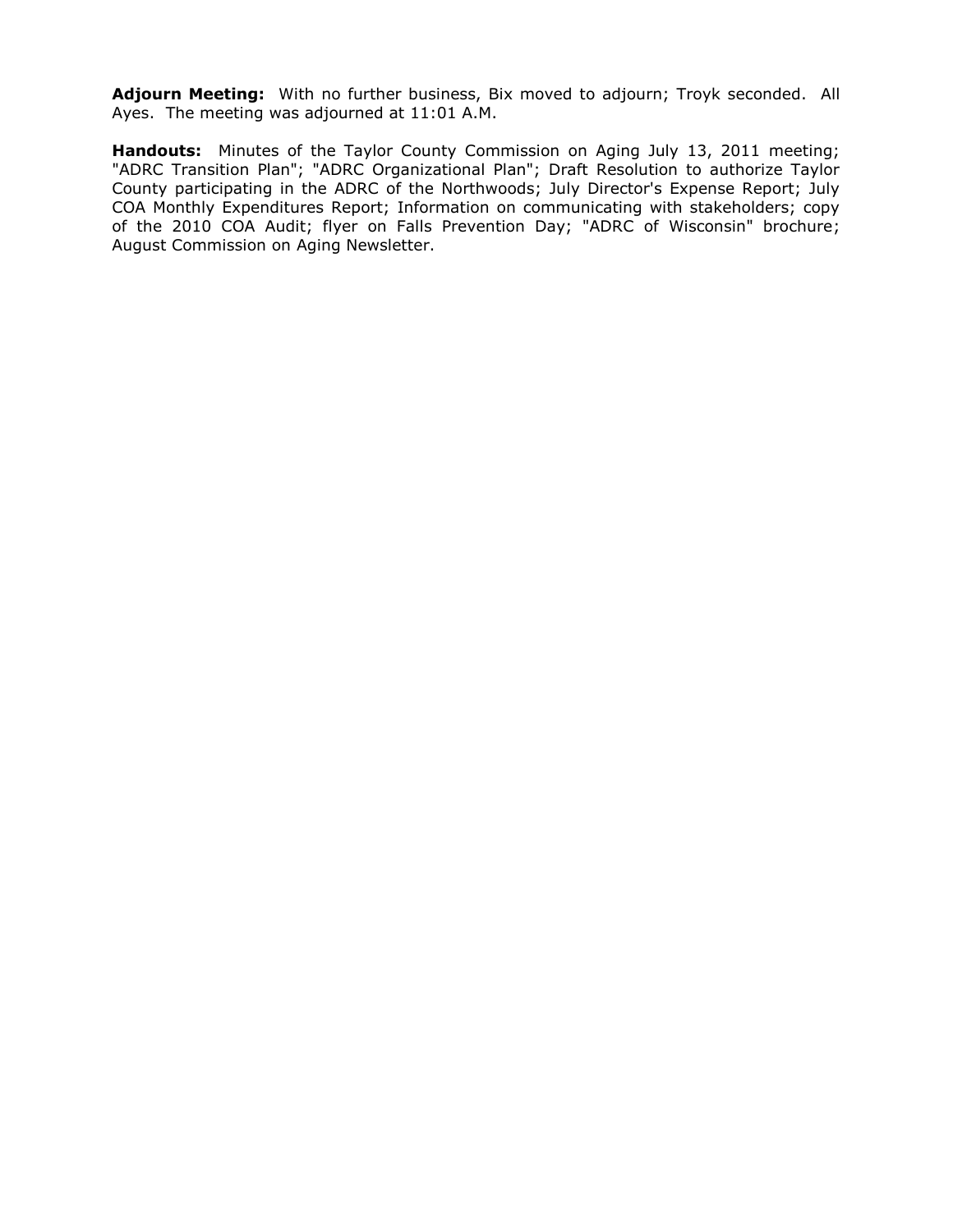**Adjourn Meeting:** With no further business, Bix moved to adjourn; Troyk seconded. All Ayes. The meeting was adjourned at 11:01 A.M.

**Handouts:** Minutes of the Taylor County Commission on Aging July 13, 2011 meeting; "ADRC Transition Plan"; "ADRC Organizational Plan"; Draft Resolution to authorize Taylor County participating in the ADRC of the Northwoods; July Director's Expense Report; July COA Monthly Expenditures Report; Information on communicating with stakeholders; copy of the 2010 COA Audit; flyer on Falls Prevention Day; "ADRC of Wisconsin" brochure; August Commission on Aging Newsletter.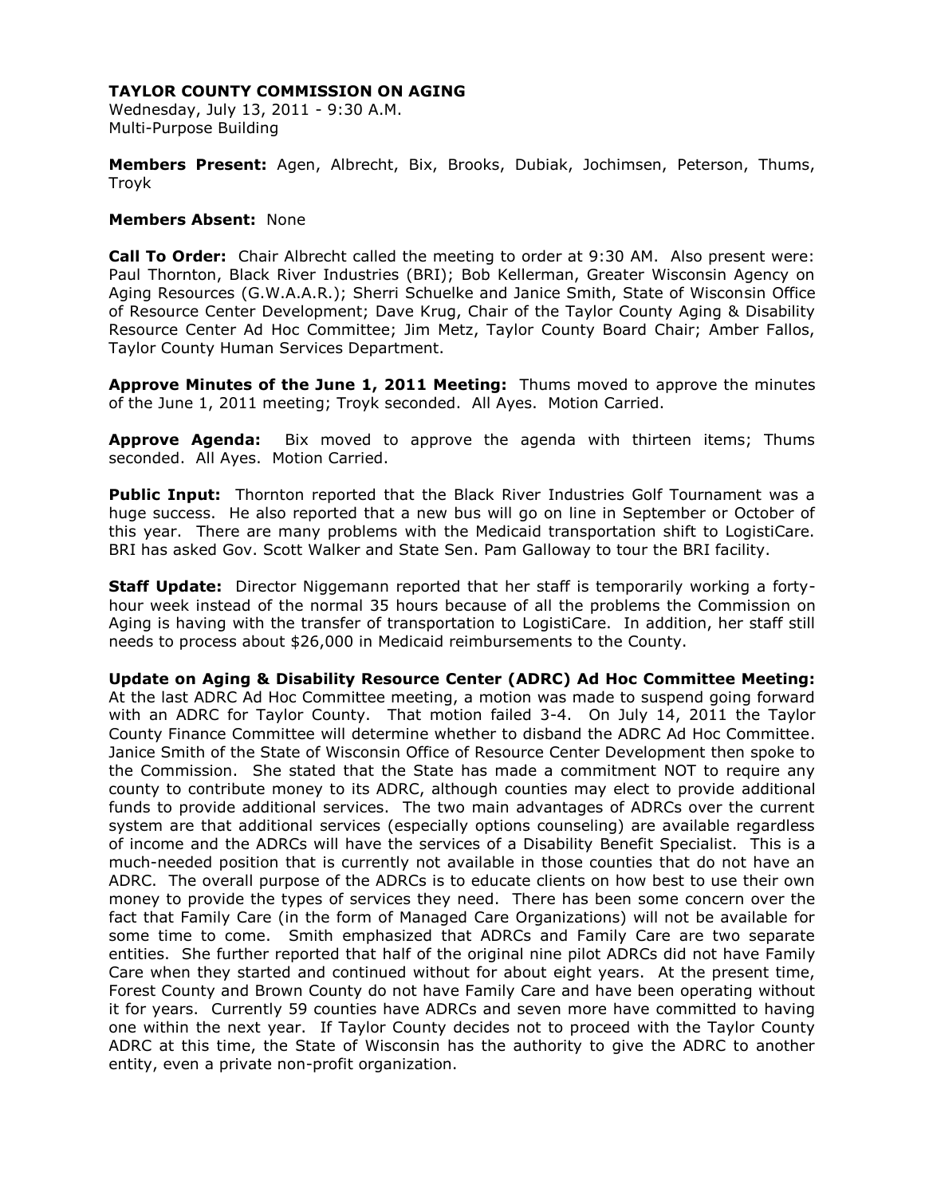**TAYLOR COUNTY COMMISSION ON AGING**

Wednesday, July 13, 2011 - 9:30 A.M.
Multi-Purpose Building

**Members Present:** Agen, Albrecht, Bix, Brooks, Dubiak, Jochimsen, Peterson, Thums, Troyk

**Members Absent:** None

**Call To Order:** Chair Albrecht called the meeting to order at 9:30 AM. Also present were: Paul Thornton, Black River Industries (BRI); Bob Kellerman, Greater Wisconsin Agency on Aging Resources (G.W.A.A.R.); Sherri Schuelke and Janice Smith, State of Wisconsin Office of Resource Center Development; Dave Krug, Chair of the Taylor County Aging & Disability Resource Center Ad Hoc Committee; Jim Metz, Taylor County Board Chair; Amber Fallos, Taylor County Human Services Department.

**Approve Minutes of the June 1, 2011 Meeting:** Thums moved to approve the minutes of the June 1, 2011 meeting; Troyk seconded. All Ayes. Motion Carried.

**Approve Agenda:** Bix moved to approve the agenda with thirteen items; Thums seconded. All Ayes. Motion Carried.

**Public Input:** Thornton reported that the Black River Industries Golf Tournament was a huge success. He also reported that a new bus will go on line in September or October of this year. There are many problems with the Medicaid transportation shift to LogistiCare. BRI has asked Gov. Scott Walker and State Sen. Pam Galloway to tour the BRI facility.

**Staff Update:** Director Niggemann reported that her staff is temporarily working a forty-hour week instead of the normal 35 hours because of all the problems the Commission on Aging is having with the transfer of transportation to LogistiCare. In addition, her staff still needs to process about $26,000 in Medicaid reimbursements to the County.

**Update on Aging & Disability Resource Center (ADRC) Ad Hoc Committee Meeting:** At the last ADRC Ad Hoc Committee meeting, a motion was made to suspend going forward with an ADRC for Taylor County. That motion failed 3-4. On July 14, 2011 the Taylor County Finance Committee will determine whether to disband the ADRC Ad Hoc Committee. Janice Smith of the State of Wisconsin Office of Resource Center Development then spoke to the Commission. She stated that the State has made a commitment NOT to require any county to contribute money to its ADRC, although counties may elect to provide additional funds to provide additional services. The two main advantages of ADRCs over the current system are that additional services (especially options counseling) are available regardless of income and the ADRCs will have the services of a Disability Benefit Specialist. This is a much-needed position that is currently not available in those counties that do not have an ADRC. The overall purpose of the ADRCs is to educate clients on how best to use their own money to provide the types of services they need. There has been some concern over the fact that Family Care (in the form of Managed Care Organizations) will not be available for some time to come. Smith emphasized that ADRCs and Family Care are two separate entities. She further reported that half of the original nine pilot ADRCs did not have Family Care when they started and continued without for about eight years. At the present time, Forest County and Brown County do not have Family Care and have been operating without it for years. Currently 59 counties have ADRCs and seven more have committed to having one within the next year. If Taylor County decides not to proceed with the Taylor County ADRC at this time, the State of Wisconsin has the authority to give the ADRC to another entity, even a private non-profit organization.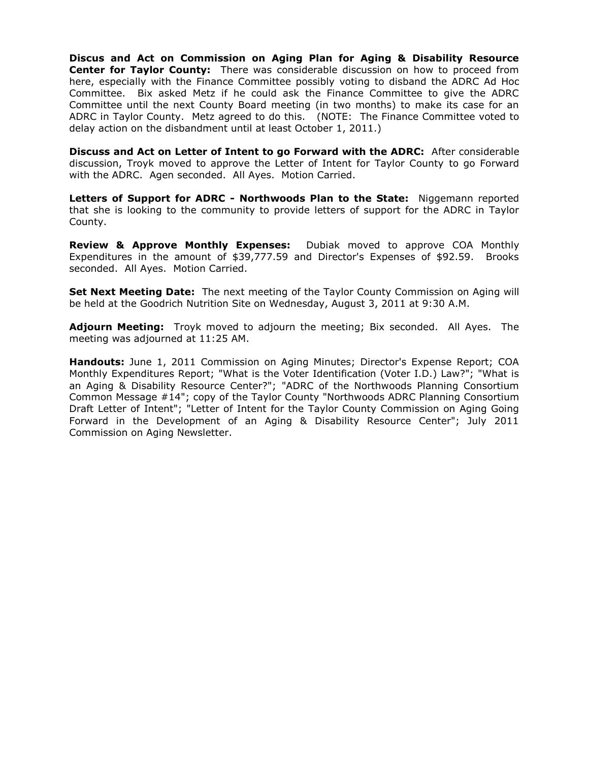**Discus and Act on Commission on Aging Plan for Aging & Disability Resource Center for Taylor County:** There was considerable discussion on how to proceed from here, especially with the Finance Committee possibly voting to disband the ADRC Ad Hoc Committee. Bix asked Metz if he could ask the Finance Committee to give the ADRC Committee until the next County Board meeting (in two months) to make its case for an ADRC in Taylor County. Metz agreed to do this. (NOTE: The Finance Committee voted to delay action on the disbandment until at least October 1, 2011.)

**Discuss and Act on Letter of Intent to go Forward with the ADRC:** After considerable discussion, Troyk moved to approve the Letter of Intent for Taylor County to go Forward with the ADRC. Agen seconded. All Ayes. Motion Carried.

**Letters of Support for ADRC - Northwoods Plan to the State:** Niggemann reported that she is looking to the community to provide letters of support for the ADRC in Taylor County.

**Review & Approve Monthly Expenses:** Dubiak moved to approve COA Monthly Expenditures in the amount of $39,777.59 and Director's Expenses of $92.59. Brooks seconded. All Ayes. Motion Carried.

**Set Next Meeting Date:** The next meeting of the Taylor County Commission on Aging will be held at the Goodrich Nutrition Site on Wednesday, August 3, 2011 at 9:30 A.M.

**Adjourn Meeting:** Troyk moved to adjourn the meeting; Bix seconded. All Ayes. The meeting was adjourned at 11:25 AM.

**Handouts:** June 1, 2011 Commission on Aging Minutes; Director's Expense Report; COA Monthly Expenditures Report; "What is the Voter Identification (Voter I.D.) Law?"; "What is an Aging & Disability Resource Center?"; "ADRC of the Northwoods Planning Consortium Common Message #14"; copy of the Taylor County "Northwoods ADRC Planning Consortium Draft Letter of Intent"; "Letter of Intent for the Taylor County Commission on Aging Going Forward in the Development of an Aging & Disability Resource Center"; July 2011 Commission on Aging Newsletter.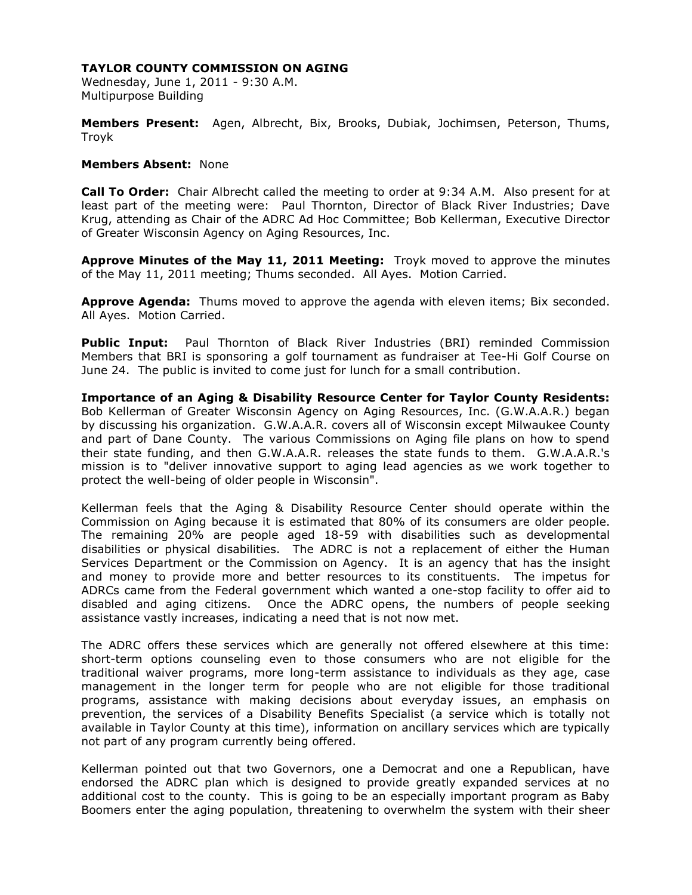**TAYLOR COUNTY COMMISSION ON AGING**
Wednesday, June 1, 2011 - 9:30 A.M.
Multipurpose Building

**Members Present:** Agen, Albrecht, Bix, Brooks, Dubiak, Jochimsen, Peterson, Thums, Troyk

**Members Absent:** None

**Call To Order:** Chair Albrecht called the meeting to order at 9:34 A.M. Also present for at least part of the meeting were: Paul Thornton, Director of Black River Industries; Dave Krug, attending as Chair of the ADRC Ad Hoc Committee; Bob Kellerman, Executive Director of Greater Wisconsin Agency on Aging Resources, Inc.

**Approve Minutes of the May 11, 2011 Meeting:** Troyk moved to approve the minutes of the May 11, 2011 meeting; Thums seconded. All Ayes. Motion Carried.

**Approve Agenda:** Thums moved to approve the agenda with eleven items; Bix seconded. All Ayes. Motion Carried.

**Public Input:** Paul Thornton of Black River Industries (BRI) reminded Commission Members that BRI is sponsoring a golf tournament as fundraiser at Tee-Hi Golf Course on June 24. The public is invited to come just for lunch for a small contribution.

**Importance of an Aging & Disability Resource Center for Taylor County Residents:** Bob Kellerman of Greater Wisconsin Agency on Aging Resources, Inc. (G.W.A.A.R.) began by discussing his organization. G.W.A.A.R. covers all of Wisconsin except Milwaukee County and part of Dane County. The various Commissions on Aging file plans on how to spend their state funding, and then G.W.A.A.R. releases the state funds to them. G.W.A.A.R.'s mission is to "deliver innovative support to aging lead agencies as we work together to protect the well-being of older people in Wisconsin".

Kellerman feels that the Aging & Disability Resource Center should operate within the Commission on Aging because it is estimated that 80% of its consumers are older people. The remaining 20% are people aged 18-59 with disabilities such as developmental disabilities or physical disabilities. The ADRC is not a replacement of either the Human Services Department or the Commission on Agency. It is an agency that has the insight and money to provide more and better resources to its constituents. The impetus for ADRCs came from the Federal government which wanted a one-stop facility to offer aid to disabled and aging citizens. Once the ADRC opens, the numbers of people seeking assistance vastly increases, indicating a need that is not now met.

The ADRC offers these services which are generally not offered elsewhere at this time: short-term options counseling even to those consumers who are not eligible for the traditional waiver programs, more long-term assistance to individuals as they age, case management in the longer term for people who are not eligible for those traditional programs, assistance with making decisions about everyday issues, an emphasis on prevention, the services of a Disability Benefits Specialist (a service which is totally not available in Taylor County at this time), information on ancillary services which are typically not part of any program currently being offered.

Kellerman pointed out that two Governors, one a Democrat and one a Republican, have endorsed the ADRC plan which is designed to provide greatly expanded services at no additional cost to the county. This is going to be an especially important program as Baby Boomers enter the aging population, threatening to overwhelm the system with their sheer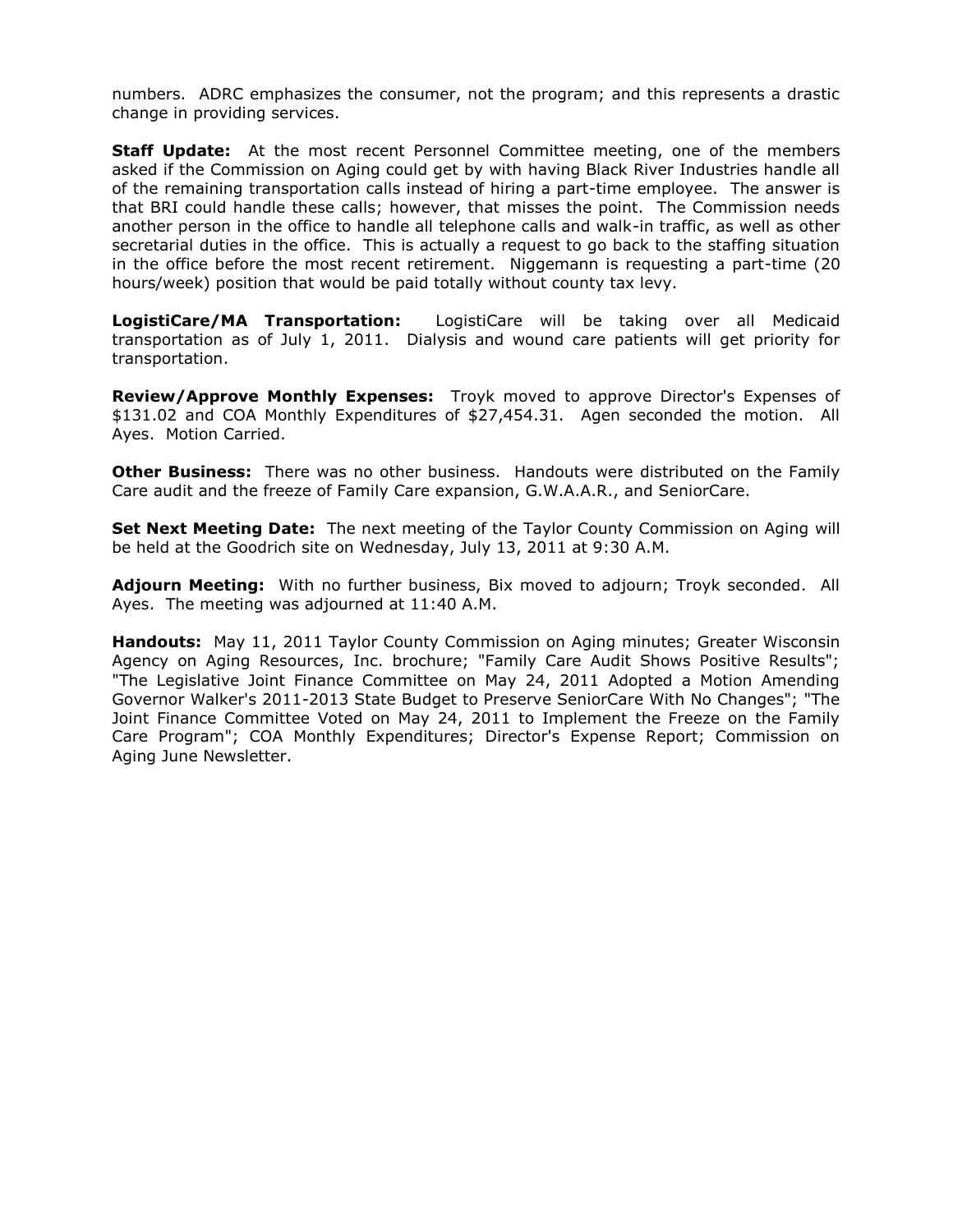numbers. ADRC emphasizes the consumer, not the program; and this represents a drastic change in providing services.

**Staff Update:** At the most recent Personnel Committee meeting, one of the members asked if the Commission on Aging could get by with having Black River Industries handle all of the remaining transportation calls instead of hiring a part-time employee. The answer is that BRI could handle these calls; however, that misses the point. The Commission needs another person in the office to handle all telephone calls and walk-in traffic, as well as other secretarial duties in the office. This is actually a request to go back to the staffing situation in the office before the most recent retirement. Niggemann is requesting a part-time (20 hours/week) position that would be paid totally without county tax levy.

**LogistiCare/MA Transportation:** LogistiCare will be taking over all Medicaid transportation as of July 1, 2011. Dialysis and wound care patients will get priority for transportation.

**Review/Approve Monthly Expenses:** Troyk moved to approve Director's Expenses of $131.02 and COA Monthly Expenditures of $27,454.31. Agen seconded the motion. All Ayes. Motion Carried.

**Other Business:** There was no other business. Handouts were distributed on the Family Care audit and the freeze of Family Care expansion, G.W.A.A.R., and SeniorCare.

**Set Next Meeting Date:** The next meeting of the Taylor County Commission on Aging will be held at the Goodrich site on Wednesday, July 13, 2011 at 9:30 A.M.

**Adjourn Meeting:** With no further business, Bix moved to adjourn; Troyk seconded. All Ayes. The meeting was adjourned at 11:40 A.M.

**Handouts:** May 11, 2011 Taylor County Commission on Aging minutes; Greater Wisconsin Agency on Aging Resources, Inc. brochure; "Family Care Audit Shows Positive Results"; "The Legislative Joint Finance Committee on May 24, 2011 Adopted a Motion Amending Governor Walker's 2011-2013 State Budget to Preserve SeniorCare With No Changes"; "The Joint Finance Committee Voted on May 24, 2011 to Implement the Freeze on the Family Care Program"; COA Monthly Expenditures; Director's Expense Report; Commission on Aging June Newsletter.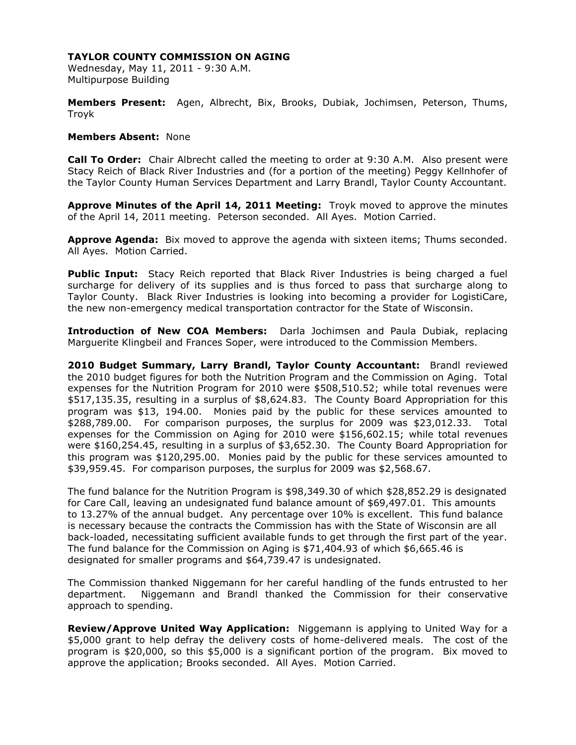**TAYLOR COUNTY COMMISSION ON AGING**

Wednesday, May 11, 2011 - 9:30 A.M.
Multipurpose Building

**Members Present:** Agen, Albrecht, Bix, Brooks, Dubiak, Jochimsen, Peterson, Thums, Troyk

**Members Absent:** None

**Call To Order:** Chair Albrecht called the meeting to order at 9:30 A.M. Also present were Stacy Reich of Black River Industries and (for a portion of the meeting) Peggy Kellnhofer of the Taylor County Human Services Department and Larry Brandl, Taylor County Accountant.

**Approve Minutes of the April 14, 2011 Meeting:** Troyk moved to approve the minutes of the April 14, 2011 meeting. Peterson seconded. All Ayes. Motion Carried.

**Approve Agenda:** Bix moved to approve the agenda with sixteen items; Thums seconded. All Ayes. Motion Carried.

**Public Input:** Stacy Reich reported that Black River Industries is being charged a fuel surcharge for delivery of its supplies and is thus forced to pass that surcharge along to Taylor County. Black River Industries is looking into becoming a provider for LogistiCare, the new non-emergency medical transportation contractor for the State of Wisconsin.

**Introduction of New COA Members:** Darla Jochimsen and Paula Dubiak, replacing Marguerite Klingbeil and Frances Soper, were introduced to the Commission Members.

**2010 Budget Summary, Larry Brandl, Taylor County Accountant:** Brandl reviewed the 2010 budget figures for both the Nutrition Program and the Commission on Aging. Total expenses for the Nutrition Program for 2010 were $508,510.52; while total revenues were $517,135.35, resulting in a surplus of $8,624.83. The County Board Appropriation for this program was $13, 194.00. Monies paid by the public for these services amounted to $288,789.00. For comparison purposes, the surplus for 2009 was $23,012.33. Total expenses for the Commission on Aging for 2010 were $156,602.15; while total revenues were $160,254.45, resulting in a surplus of $3,652.30. The County Board Appropriation for this program was $120,295.00. Monies paid by the public for these services amounted to $39,959.45. For comparison purposes, the surplus for 2009 was $2,568.67.

The fund balance for the Nutrition Program is $98,349.30 of which $28,852.29 is designated for Care Call, leaving an undesignated fund balance amount of $69,497.01. This amounts to 13.27% of the annual budget. Any percentage over 10% is excellent. This fund balance is necessary because the contracts the Commission has with the State of Wisconsin are all back-loaded, necessitating sufficient available funds to get through the first part of the year. The fund balance for the Commission on Aging is $71,404.93 of which $6,665.46 is designated for smaller programs and $64,739.47 is undesignated.

The Commission thanked Niggemann for her careful handling of the funds entrusted to her department. Niggemann and Brandl thanked the Commission for their conservative approach to spending.

**Review/Approve United Way Application:** Niggemann is applying to United Way for a $5,000 grant to help defray the delivery costs of home-delivered meals. The cost of the program is $20,000, so this $5,000 is a significant portion of the program. Bix moved to approve the application; Brooks seconded. All Ayes. Motion Carried.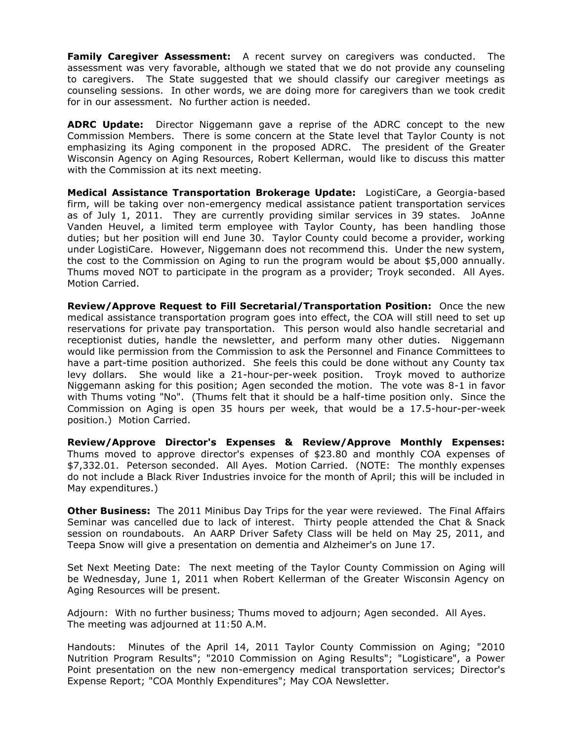**Family Caregiver Assessment:** A recent survey on caregivers was conducted. The assessment was very favorable, although we stated that we do not provide any counseling to caregivers. The State suggested that we should classify our caregiver meetings as counseling sessions. In other words, we are doing more for caregivers than we took credit for in our assessment. No further action is needed.

**ADRC Update:** Director Niggemann gave a reprise of the ADRC concept to the new Commission Members. There is some concern at the State level that Taylor County is not emphasizing its Aging component in the proposed ADRC. The president of the Greater Wisconsin Agency on Aging Resources, Robert Kellerman, would like to discuss this matter with the Commission at its next meeting.

**Medical Assistance Transportation Brokerage Update:** LogistiCare, a Georgia-based firm, will be taking over non-emergency medical assistance patient transportation services as of July 1, 2011. They are currently providing similar services in 39 states. JoAnne Vanden Heuvel, a limited term employee with Taylor County, has been handling those duties; but her position will end June 30. Taylor County could become a provider, working under LogistiCare. However, Niggemann does not recommend this. Under the new system, the cost to the Commission on Aging to run the program would be about $5,000 annually. Thums moved NOT to participate in the program as a provider; Troyk seconded. All Ayes. Motion Carried.

**Review/Approve Request to Fill Secretarial/Transportation Position:** Once the new medical assistance transportation program goes into effect, the COA will still need to set up reservations for private pay transportation. This person would also handle secretarial and receptionist duties, handle the newsletter, and perform many other duties. Niggemann would like permission from the Commission to ask the Personnel and Finance Committees to have a part-time position authorized. She feels this could be done without any County tax levy dollars. She would like a 21-hour-per-week position. Troyk moved to authorize Niggemann asking for this position; Agen seconded the motion. The vote was 8-1 in favor with Thums voting "No". (Thums felt that it should be a half-time position only. Since the Commission on Aging is open 35 hours per week, that would be a 17.5-hour-per-week position.) Motion Carried.

**Review/Approve Director's Expenses & Review/Approve Monthly Expenses:** Thums moved to approve director's expenses of $23.80 and monthly COA expenses of $7,332.01. Peterson seconded. All Ayes. Motion Carried. (NOTE: The monthly expenses do not include a Black River Industries invoice for the month of April; this will be included in May expenditures.)

**Other Business:** The 2011 Minibus Day Trips for the year were reviewed. The Final Affairs Seminar was cancelled due to lack of interest. Thirty people attended the Chat & Snack session on roundabouts. An AARP Driver Safety Class will be held on May 25, 2011, and Teepa Snow will give a presentation on dementia and Alzheimer's on June 17.

Set Next Meeting Date: The next meeting of the Taylor County Commission on Aging will be Wednesday, June 1, 2011 when Robert Kellerman of the Greater Wisconsin Agency on Aging Resources will be present.

Adjourn: With no further business; Thums moved to adjourn; Agen seconded. All Ayes. The meeting was adjourned at 11:50 A.M.

Handouts: Minutes of the April 14, 2011 Taylor County Commission on Aging; "2010 Nutrition Program Results"; "2010 Commission on Aging Results"; "Logisticare", a Power Point presentation on the new non-emergency medical transportation services; Director's Expense Report; "COA Monthly Expenditures"; May COA Newsletter.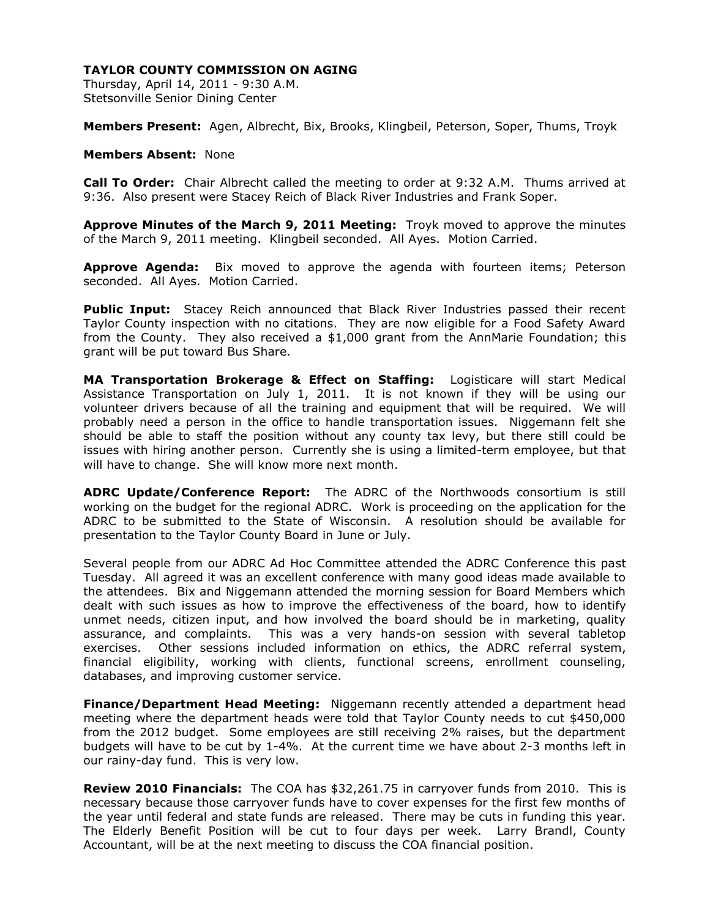**TAYLOR COUNTY COMMISSION ON AGING**
Thursday, April 14, 2011 - 9:30 A.M.
Stetsonville Senior Dining Center

**Members Present:** Agen, Albrecht, Bix, Brooks, Klingbeil, Peterson, Soper, Thums, Troyk

**Members Absent:** None

**Call To Order:** Chair Albrecht called the meeting to order at 9:32 A.M. Thums arrived at 9:36. Also present were Stacey Reich of Black River Industries and Frank Soper.

**Approve Minutes of the March 9, 2011 Meeting:** Troyk moved to approve the minutes of the March 9, 2011 meeting. Klingbeil seconded. All Ayes. Motion Carried.

**Approve Agenda:** Bix moved to approve the agenda with fourteen items; Peterson seconded. All Ayes. Motion Carried.

**Public Input:** Stacey Reich announced that Black River Industries passed their recent Taylor County inspection with no citations. They are now eligible for a Food Safety Award from the County. They also received a $1,000 grant from the AnnMarie Foundation; this grant will be put toward Bus Share.

**MA Transportation Brokerage & Effect on Staffing:** Logisticare will start Medical Assistance Transportation on July 1, 2011. It is not known if they will be using our volunteer drivers because of all the training and equipment that will be required. We will probably need a person in the office to handle transportation issues. Niggemann felt she should be able to staff the position without any county tax levy, but there still could be issues with hiring another person. Currently she is using a limited-term employee, but that will have to change. She will know more next month.

**ADRC Update/Conference Report:** The ADRC of the Northwoods consortium is still working on the budget for the regional ADRC. Work is proceeding on the application for the ADRC to be submitted to the State of Wisconsin. A resolution should be available for presentation to the Taylor County Board in June or July.

Several people from our ADRC Ad Hoc Committee attended the ADRC Conference this past Tuesday. All agreed it was an excellent conference with many good ideas made available to the attendees. Bix and Niggemann attended the morning session for Board Members which dealt with such issues as how to improve the effectiveness of the board, how to identify unmet needs, citizen input, and how involved the board should be in marketing, quality assurance, and complaints. This was a very hands-on session with several tabletop exercises. Other sessions included information on ethics, the ADRC referral system, financial eligibility, working with clients, functional screens, enrollment counseling, databases, and improving customer service.

**Finance/Department Head Meeting:** Niggemann recently attended a department head meeting where the department heads were told that Taylor County needs to cut $450,000 from the 2012 budget. Some employees are still receiving 2% raises, but the department budgets will have to be cut by 1-4%. At the current time we have about 2-3 months left in our rainy-day fund. This is very low.

**Review 2010 Financials:** The COA has $32,261.75 in carryover funds from 2010. This is necessary because those carryover funds have to cover expenses for the first few months of the year until federal and state funds are released. There may be cuts in funding this year. The Elderly Benefit Position will be cut to four days per week. Larry Brandl, County Accountant, will be at the next meeting to discuss the COA financial position.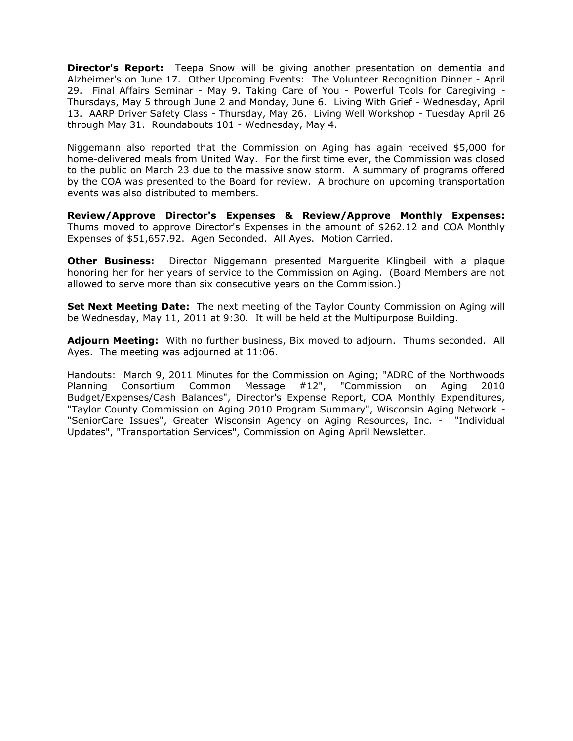**Director's Report:** Teepa Snow will be giving another presentation on dementia and Alzheimer's on June 17. Other Upcoming Events: The Volunteer Recognition Dinner - April 29. Final Affairs Seminar - May 9. Taking Care of You - Powerful Tools for Caregiving - Thursdays, May 5 through June 2 and Monday, June 6. Living With Grief - Wednesday, April 13. AARP Driver Safety Class - Thursday, May 26. Living Well Workshop - Tuesday April 26 through May 31. Roundabouts 101 - Wednesday, May 4.

Niggemann also reported that the Commission on Aging has again received $5,000 for home-delivered meals from United Way. For the first time ever, the Commission was closed to the public on March 23 due to the massive snow storm. A summary of programs offered by the COA was presented to the Board for review. A brochure on upcoming transportation events was also distributed to members.

**Review/Approve Director's Expenses & Review/Approve Monthly Expenses:** Thums moved to approve Director's Expenses in the amount of $262.12 and COA Monthly Expenses of $51,657.92. Agen Seconded. All Ayes. Motion Carried.

**Other Business:** Director Niggemann presented Marguerite Klingbeil with a plaque honoring her for her years of service to the Commission on Aging. (Board Members are not allowed to serve more than six consecutive years on the Commission.)

**Set Next Meeting Date:** The next meeting of the Taylor County Commission on Aging will be Wednesday, May 11, 2011 at 9:30. It will be held at the Multipurpose Building.

**Adjourn Meeting:** With no further business, Bix moved to adjourn. Thums seconded. All Ayes. The meeting was adjourned at 11:06.

Handouts: March 9, 2011 Minutes for the Commission on Aging; "ADRC of the Northwoods Planning Consortium Common Message #12", "Commission on Aging 2010 Budget/Expenses/Cash Balances", Director's Expense Report, COA Monthly Expenditures, "Taylor County Commission on Aging 2010 Program Summary", Wisconsin Aging Network - "SeniorCare Issues", Greater Wisconsin Agency on Aging Resources, Inc. - "Individual Updates", "Transportation Services", Commission on Aging April Newsletter.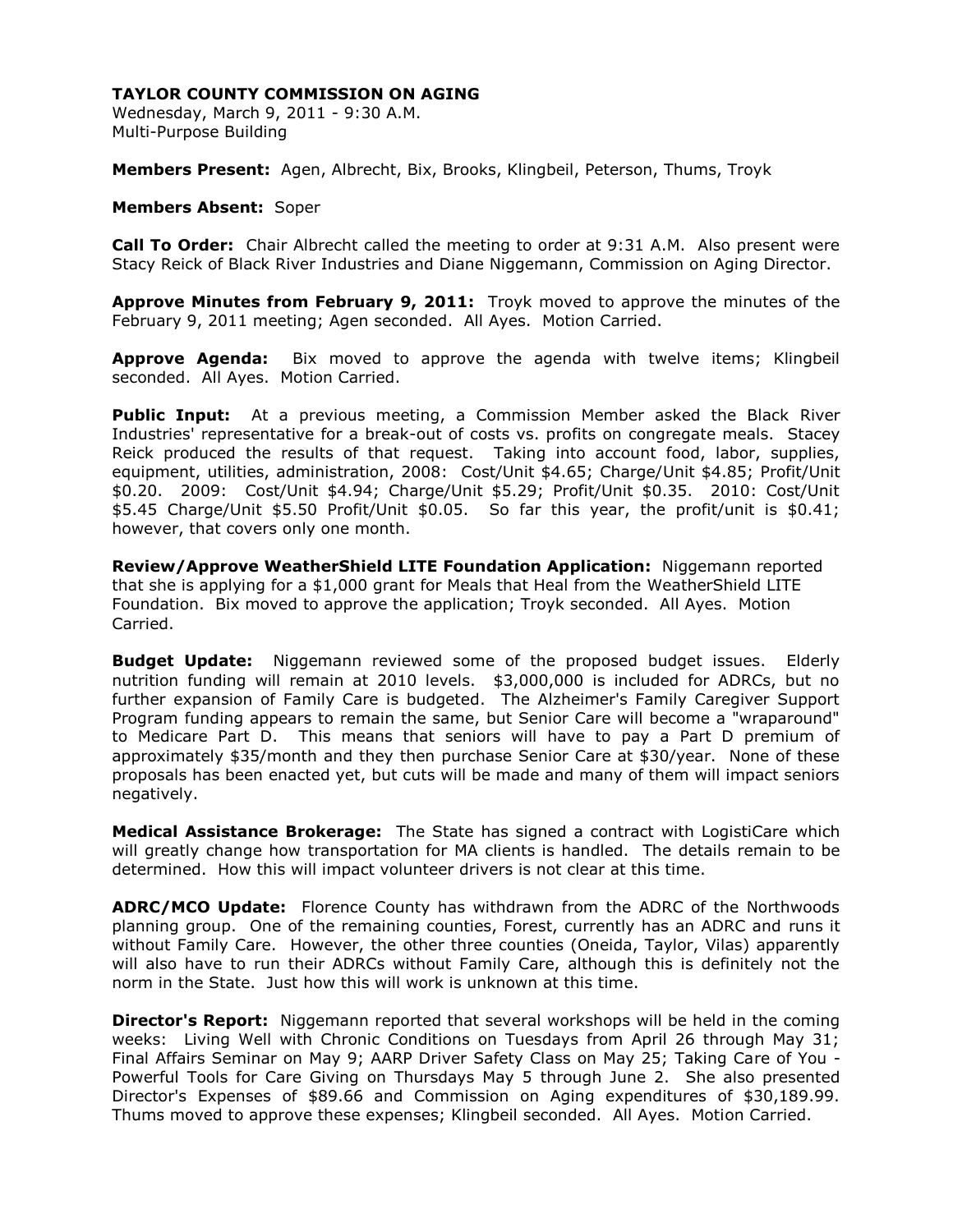**TAYLOR COUNTY COMMISSION ON AGING**
Wednesday, March 9, 2011 - 9:30 A.M.
Multi-Purpose Building

**Members Present:** Agen, Albrecht, Bix, Brooks, Klingbeil, Peterson, Thums, Troyk

**Members Absent:** Soper

**Call To Order:** Chair Albrecht called the meeting to order at 9:31 A.M. Also present were Stacy Reick of Black River Industries and Diane Niggemann, Commission on Aging Director.

**Approve Minutes from February 9, 2011:** Troyk moved to approve the minutes of the February 9, 2011 meeting; Agen seconded. All Ayes. Motion Carried.

**Approve Agenda:** Bix moved to approve the agenda with twelve items; Klingbeil seconded. All Ayes. Motion Carried.

**Public Input:** At a previous meeting, a Commission Member asked the Black River Industries' representative for a break-out of costs vs. profits on congregate meals. Stacey Reick produced the results of that request. Taking into account food, labor, supplies, equipment, utilities, administration, 2008: Cost/Unit $4.65; Charge/Unit $4.85; Profit/Unit $0.20. 2009: Cost/Unit $4.94; Charge/Unit $5.29; Profit/Unit $0.35. 2010: Cost/Unit $5.45 Charge/Unit $5.50 Profit/Unit $0.05. So far this year, the profit/unit is $0.41; however, that covers only one month.

**Review/Approve WeatherShield LITE Foundation Application:** Niggemann reported that she is applying for a $1,000 grant for Meals that Heal from the WeatherShield LITE Foundation. Bix moved to approve the application; Troyk seconded. All Ayes. Motion Carried.

**Budget Update:** Niggemann reviewed some of the proposed budget issues. Elderly nutrition funding will remain at 2010 levels. $3,000,000 is included for ADRCs, but no further expansion of Family Care is budgeted. The Alzheimer's Family Caregiver Support Program funding appears to remain the same, but Senior Care will become a "wraparound" to Medicare Part D. This means that seniors will have to pay a Part D premium of approximately $35/month and they then purchase Senior Care at $30/year. None of these proposals has been enacted yet, but cuts will be made and many of them will impact seniors negatively.

**Medical Assistance Brokerage:** The State has signed a contract with LogistiCare which will greatly change how transportation for MA clients is handled. The details remain to be determined. How this will impact volunteer drivers is not clear at this time.

**ADRC/MCO Update:** Florence County has withdrawn from the ADRC of the Northwoods planning group. One of the remaining counties, Forest, currently has an ADRC and runs it without Family Care. However, the other three counties (Oneida, Taylor, Vilas) apparently will also have to run their ADRCs without Family Care, although this is definitely not the norm in the State. Just how this will work is unknown at this time.

**Director's Report:** Niggemann reported that several workshops will be held in the coming weeks: Living Well with Chronic Conditions on Tuesdays from April 26 through May 31; Final Affairs Seminar on May 9; AARP Driver Safety Class on May 25; Taking Care of You - Powerful Tools for Care Giving on Thursdays May 5 through June 2. She also presented Director's Expenses of $89.66 and Commission on Aging expenditures of $30,189.99. Thums moved to approve these expenses; Klingbeil seconded. All Ayes. Motion Carried.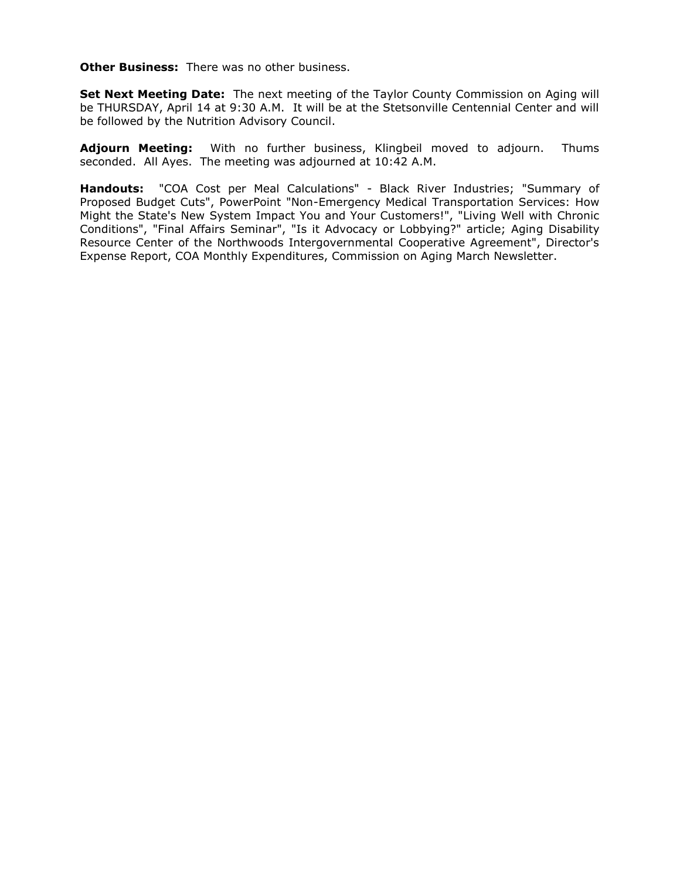**Other Business:** There was no other business.

**Set Next Meeting Date:** The next meeting of the Taylor County Commission on Aging will be THURSDAY, April 14 at 9:30 A.M. It will be at the Stetsonville Centennial Center and will be followed by the Nutrition Advisory Council.

**Adjourn Meeting:** With no further business, Klingbeil moved to adjourn. Thums seconded. All Ayes. The meeting was adjourned at 10:42 A.M.

**Handouts:** "COA Cost per Meal Calculations" - Black River Industries; "Summary of Proposed Budget Cuts", PowerPoint "Non-Emergency Medical Transportation Services: How Might the State's New System Impact You and Your Customers!", "Living Well with Chronic Conditions", "Final Affairs Seminar", "Is it Advocacy or Lobbying?" article; Aging Disability Resource Center of the Northwoods Intergovernmental Cooperative Agreement", Director's Expense Report, COA Monthly Expenditures, Commission on Aging March Newsletter.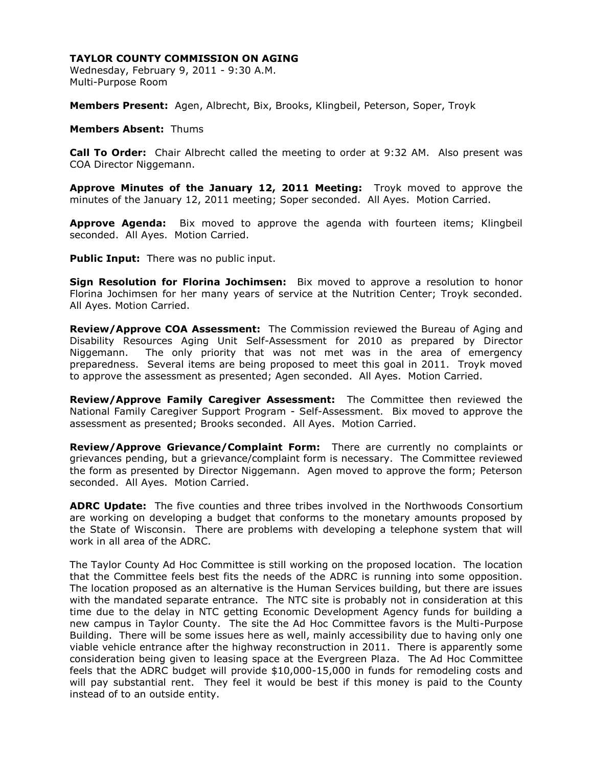**TAYLOR COUNTY COMMISSION ON AGING**

Wednesday, February 9, 2011 - 9:30 A.M.
Multi-Purpose Room

**Members Present:** Agen, Albrecht, Bix, Brooks, Klingbeil, Peterson, Soper, Troyk

**Members Absent:** Thums

**Call To Order:** Chair Albrecht called the meeting to order at 9:32 AM. Also present was COA Director Niggemann.

**Approve Minutes of the January 12, 2011 Meeting:** Troyk moved to approve the minutes of the January 12, 2011 meeting; Soper seconded. All Ayes. Motion Carried.

**Approve Agenda:** Bix moved to approve the agenda with fourteen items; Klingbeil seconded. All Ayes. Motion Carried.

**Public Input:** There was no public input.

**Sign Resolution for Florina Jochimsen:** Bix moved to approve a resolution to honor Florina Jochimsen for her many years of service at the Nutrition Center; Troyk seconded. All Ayes. Motion Carried.

**Review/Approve COA Assessment:** The Commission reviewed the Bureau of Aging and Disability Resources Aging Unit Self-Assessment for 2010 as prepared by Director Niggemann. The only priority that was not met was in the area of emergency preparedness. Several items are being proposed to meet this goal in 2011. Troyk moved to approve the assessment as presented; Agen seconded. All Ayes. Motion Carried.

**Review/Approve Family Caregiver Assessment:** The Committee then reviewed the National Family Caregiver Support Program - Self-Assessment. Bix moved to approve the assessment as presented; Brooks seconded. All Ayes. Motion Carried.

**Review/Approve Grievance/Complaint Form:** There are currently no complaints or grievances pending, but a grievance/complaint form is necessary. The Committee reviewed the form as presented by Director Niggemann. Agen moved to approve the form; Peterson seconded. All Ayes. Motion Carried.

**ADRC Update:** The five counties and three tribes involved in the Northwoods Consortium are working on developing a budget that conforms to the monetary amounts proposed by the State of Wisconsin. There are problems with developing a telephone system that will work in all area of the ADRC.

The Taylor County Ad Hoc Committee is still working on the proposed location. The location that the Committee feels best fits the needs of the ADRC is running into some opposition. The location proposed as an alternative is the Human Services building, but there are issues with the mandated separate entrance. The NTC site is probably not in consideration at this time due to the delay in NTC getting Economic Development Agency funds for building a new campus in Taylor County. The site the Ad Hoc Committee favors is the Multi-Purpose Building. There will be some issues here as well, mainly accessibility due to having only one viable vehicle entrance after the highway reconstruction in 2011. There is apparently some consideration being given to leasing space at the Evergreen Plaza. The Ad Hoc Committee feels that the ADRC budget will provide $10,000-15,000 in funds for remodeling costs and will pay substantial rent. They feel it would be best if this money is paid to the County instead of to an outside entity.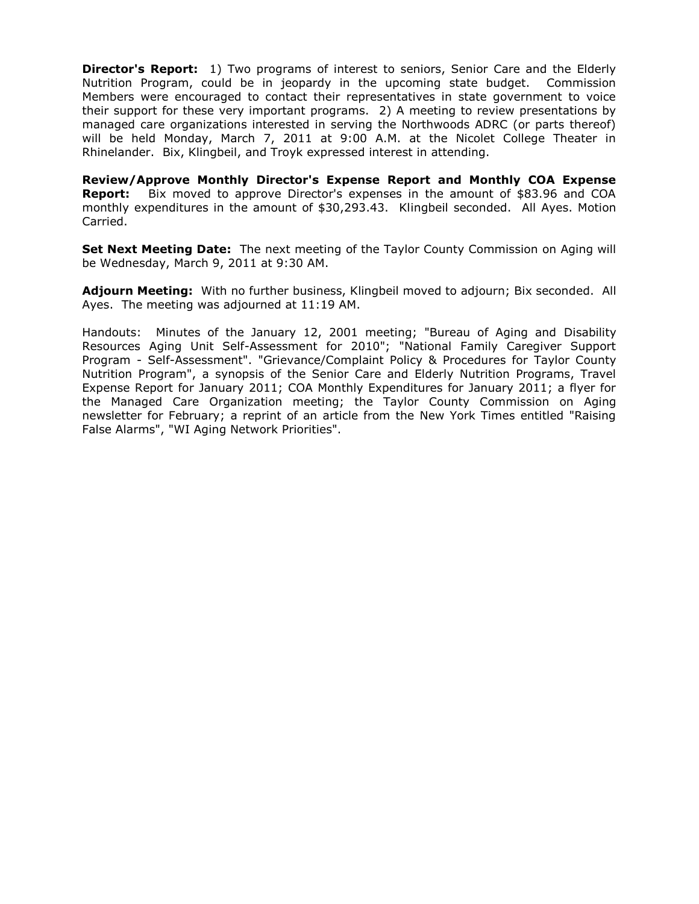**Director's Report:** 1) Two programs of interest to seniors, Senior Care and the Elderly Nutrition Program, could be in jeopardy in the upcoming state budget. Commission Members were encouraged to contact their representatives in state government to voice their support for these very important programs. 2) A meeting to review presentations by managed care organizations interested in serving the Northwoods ADRC (or parts thereof) will be held Monday, March 7, 2011 at 9:00 A.M. at the Nicolet College Theater in Rhinelander. Bix, Klingbeil, and Troyk expressed interest in attending.

**Review/Approve Monthly Director's Expense Report and Monthly COA Expense Report:** Bix moved to approve Director's expenses in the amount of $83.96 and COA monthly expenditures in the amount of $30,293.43. Klingbeil seconded. All Ayes. Motion Carried.

**Set Next Meeting Date:** The next meeting of the Taylor County Commission on Aging will be Wednesday, March 9, 2011 at 9:30 AM.

**Adjourn Meeting:** With no further business, Klingbeil moved to adjourn; Bix seconded. All Ayes. The meeting was adjourned at 11:19 AM.

Handouts: Minutes of the January 12, 2001 meeting; "Bureau of Aging and Disability Resources Aging Unit Self-Assessment for 2010"; "National Family Caregiver Support Program - Self-Assessment". "Grievance/Complaint Policy & Procedures for Taylor County Nutrition Program", a synopsis of the Senior Care and Elderly Nutrition Programs, Travel Expense Report for January 2011; COA Monthly Expenditures for January 2011; a flyer for the Managed Care Organization meeting; the Taylor County Commission on Aging newsletter for February; a reprint of an article from the New York Times entitled "Raising False Alarms", "WI Aging Network Priorities".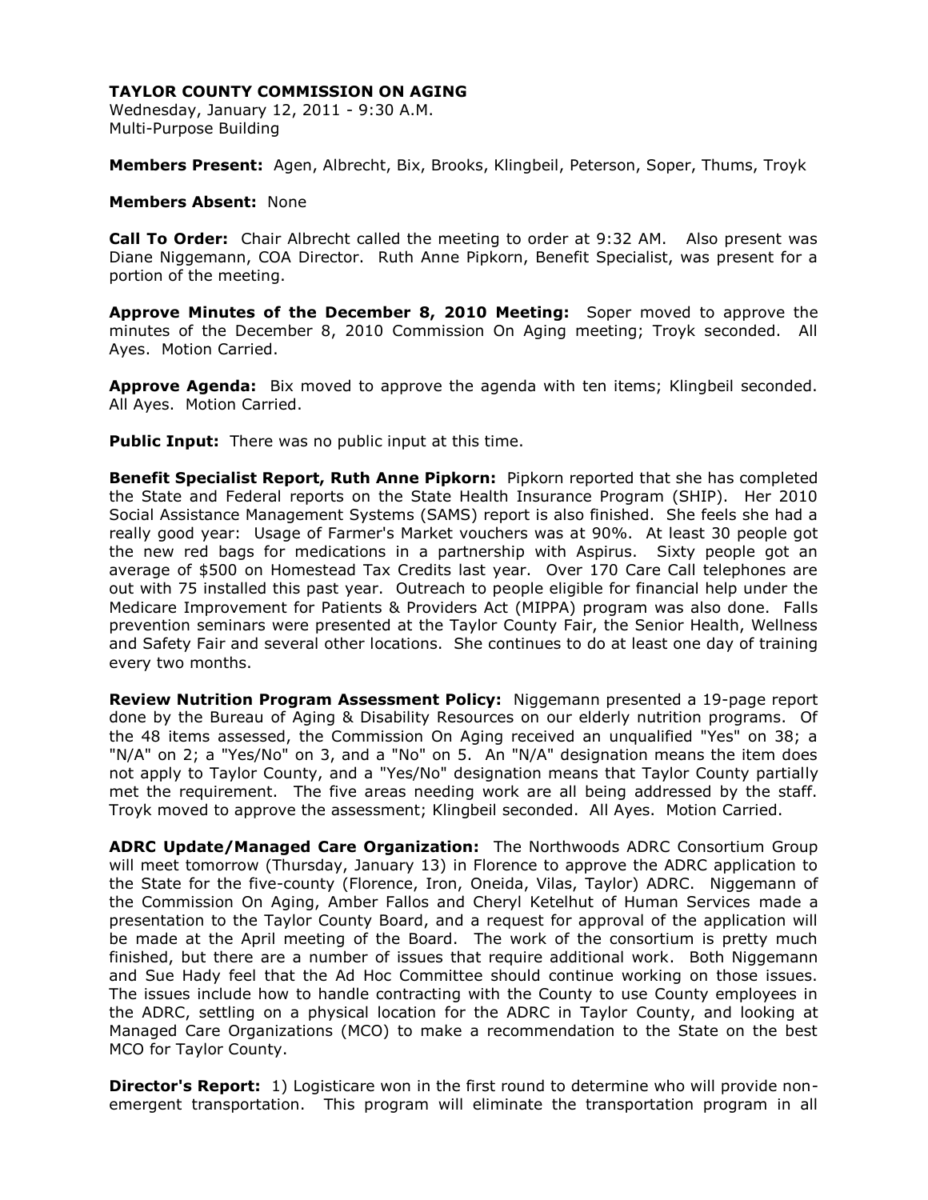**TAYLOR COUNTY COMMISSION ON AGING**
Wednesday, January 12, 2011 - 9:30 A.M.
Multi-Purpose Building

**Members Present:** Agen, Albrecht, Bix, Brooks, Klingbeil, Peterson, Soper, Thums, Troyk

**Members Absent:** None

**Call To Order:** Chair Albrecht called the meeting to order at 9:32 AM. Also present was Diane Niggemann, COA Director. Ruth Anne Pipkorn, Benefit Specialist, was present for a portion of the meeting.

**Approve Minutes of the December 8, 2010 Meeting:** Soper moved to approve the minutes of the December 8, 2010 Commission On Aging meeting; Troyk seconded. All Ayes. Motion Carried.

**Approve Agenda:** Bix moved to approve the agenda with ten items; Klingbeil seconded. All Ayes. Motion Carried.

**Public Input:** There was no public input at this time.

**Benefit Specialist Report, Ruth Anne Pipkorn:** Pipkorn reported that she has completed the State and Federal reports on the State Health Insurance Program (SHIP). Her 2010 Social Assistance Management Systems (SAMS) report is also finished. She feels she had a really good year: Usage of Farmer's Market vouchers was at 90%. At least 30 people got the new red bags for medications in a partnership with Aspirus. Sixty people got an average of $500 on Homestead Tax Credits last year. Over 170 Care Call telephones are out with 75 installed this past year. Outreach to people eligible for financial help under the Medicare Improvement for Patients & Providers Act (MIPPA) program was also done. Falls prevention seminars were presented at the Taylor County Fair, the Senior Health, Wellness and Safety Fair and several other locations. She continues to do at least one day of training every two months.

**Review Nutrition Program Assessment Policy:** Niggemann presented a 19-page report done by the Bureau of Aging & Disability Resources on our elderly nutrition programs. Of the 48 items assessed, the Commission On Aging received an unqualified "Yes" on 38; a "N/A" on 2; a "Yes/No" on 3, and a "No" on 5. An "N/A" designation means the item does not apply to Taylor County, and a "Yes/No" designation means that Taylor County partially met the requirement. The five areas needing work are all being addressed by the staff. Troyk moved to approve the assessment; Klingbeil seconded. All Ayes. Motion Carried.

**ADRC Update/Managed Care Organization:** The Northwoods ADRC Consortium Group will meet tomorrow (Thursday, January 13) in Florence to approve the ADRC application to the State for the five-county (Florence, Iron, Oneida, Vilas, Taylor) ADRC. Niggemann of the Commission On Aging, Amber Fallos and Cheryl Ketelhut of Human Services made a presentation to the Taylor County Board, and a request for approval of the application will be made at the April meeting of the Board. The work of the consortium is pretty much finished, but there are a number of issues that require additional work. Both Niggemann and Sue Hady feel that the Ad Hoc Committee should continue working on those issues. The issues include how to handle contracting with the County to use County employees in the ADRC, settling on a physical location for the ADRC in Taylor County, and looking at Managed Care Organizations (MCO) to make a recommendation to the State on the best MCO for Taylor County.

**Director's Report:** 1) Logisticare won in the first round to determine who will provide non-emergent transportation. This program will eliminate the transportation program in all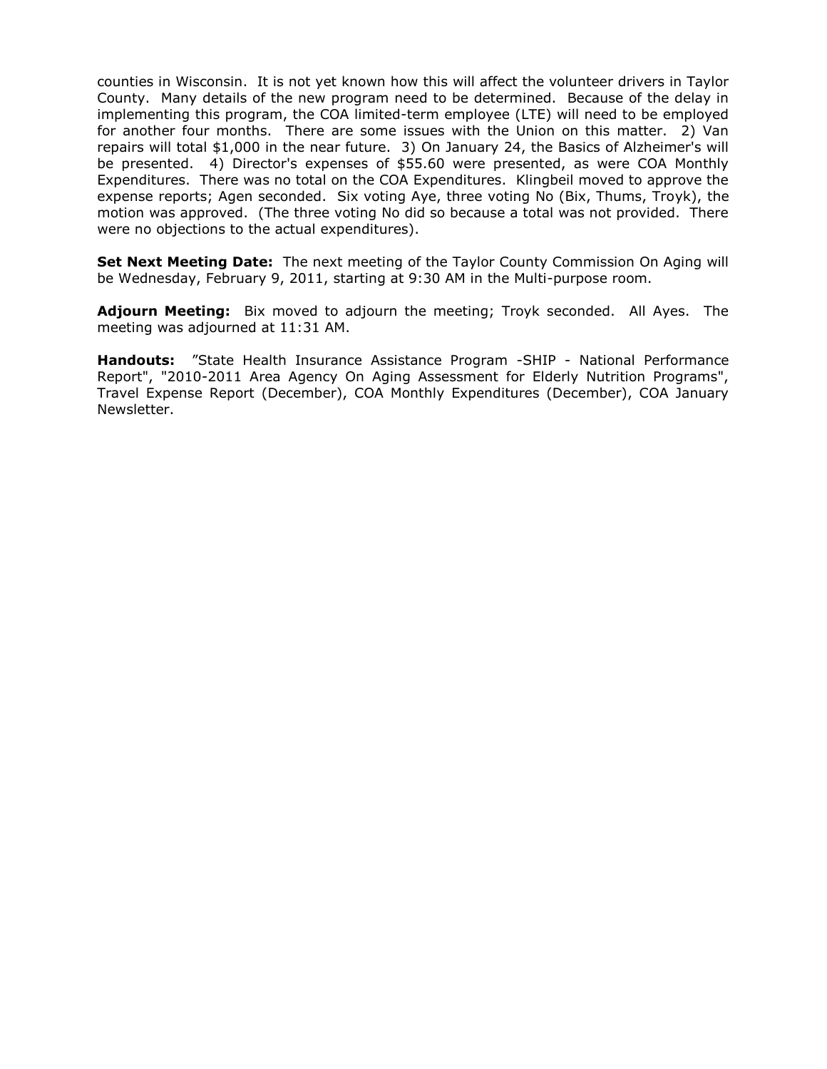counties in Wisconsin. It is not yet known how this will affect the volunteer drivers in Taylor County. Many details of the new program need to be determined. Because of the delay in implementing this program, the COA limited-term employee (LTE) will need to be employed for another four months. There are some issues with the Union on this matter. 2) Van repairs will total $1,000 in the near future. 3) On January 24, the Basics of Alzheimer's will be presented. 4) Director's expenses of $55.60 were presented, as were COA Monthly Expenditures. There was no total on the COA Expenditures. Klingbeil moved to approve the expense reports; Agen seconded. Six voting Aye, three voting No (Bix, Thums, Troyk), the motion was approved. (The three voting No did so because a total was not provided. There were no objections to the actual expenditures).

**Set Next Meeting Date:** The next meeting of the Taylor County Commission On Aging will be Wednesday, February 9, 2011, starting at 9:30 AM in the Multi-purpose room.

**Adjourn Meeting:** Bix moved to adjourn the meeting; Troyk seconded. All Ayes. The meeting was adjourned at 11:31 AM.

**Handouts:** "State Health Insurance Assistance Program -SHIP - National Performance Report", "2010-2011 Area Agency On Aging Assessment for Elderly Nutrition Programs", Travel Expense Report (December), COA Monthly Expenditures (December), COA January Newsletter.